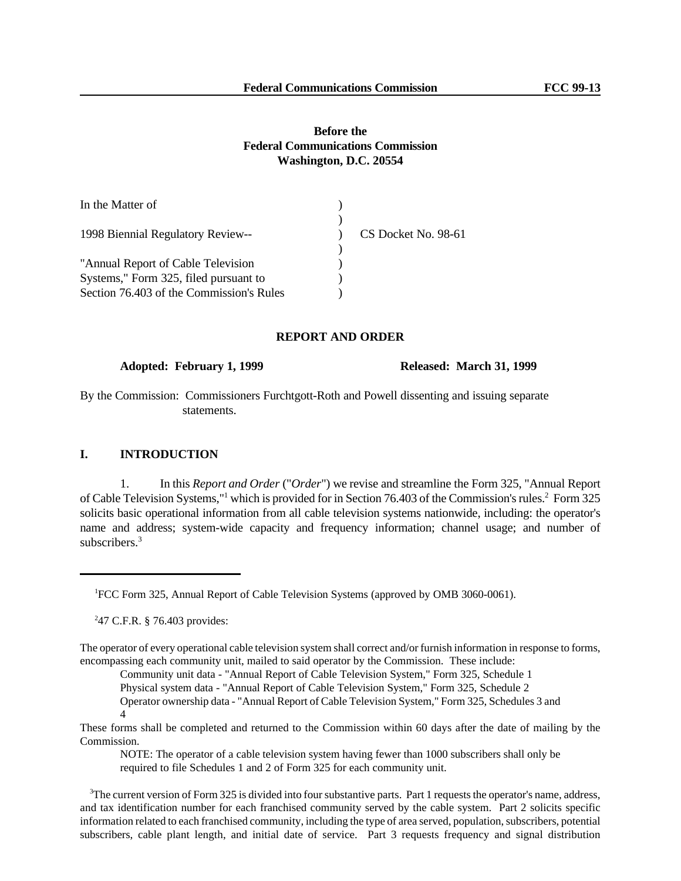**Before the**
**Federal Communications Commission**
**Washington, D.C. 20554**

| | | |
|---|---|---|
| In the Matter of | ) | |
| | ) | |
| 1998 Biennial Regulatory Review-- | ) | CS Docket No. 98-61 |
| | ) | |
| "Annual Report of Cable Television | ) | |
| Systems," Form 325, filed pursuant to | ) | |
| Section 76.403 of the Commission's Rules | ) | |

## REPORT AND ORDER

**Adopted: February 1, 1999** **Released: March 31, 1999**

By the Commission: Commissioners Furchtgott-Roth and Powell dissenting and issuing separate statements.

## I. INTRODUCTION

1. In this *Report and Order* ("*Order*") we revise and streamline the Form 325, "Annual Report of Cable Television Systems,"[1] which is provided for in Section 76.403 of the Commission's rules.[2] Form 325 solicits basic operational information from all cable television systems nationwide, including: the operator's name and address; system-wide capacity and frequency information; channel usage; and number of subscribers.[3]

---

[1]FCC Form 325, Annual Report of Cable Television Systems (approved by OMB 3060-0061).

[2]47 C.F.R. § 76.403 provides:

The operator of every operational cable television system shall correct and/or furnish information in response to forms, encompassing each community unit, mailed to said operator by the Commission. These include:

Community unit data - "Annual Report of Cable Television System," Form 325, Schedule 1
Physical system data - "Annual Report of Cable Television System," Form 325, Schedule 2
Operator ownership data - "Annual Report of Cable Television System," Form 325, Schedules 3 and 4

These forms shall be completed and returned to the Commission within 60 days after the date of mailing by the Commission.

NOTE: The operator of a cable television system having fewer than 1000 subscribers shall only be required to file Schedules 1 and 2 of Form 325 for each community unit.

[3]The current version of Form 325 is divided into four substantive parts. Part 1 requests the operator's name, address, and tax identification number for each franchised community served by the cable system. Part 2 solicits specific information related to each franchised community, including the type of area served, population, subscribers, potential subscribers, cable plant length, and initial date of service. Part 3 requests frequency and signal distribution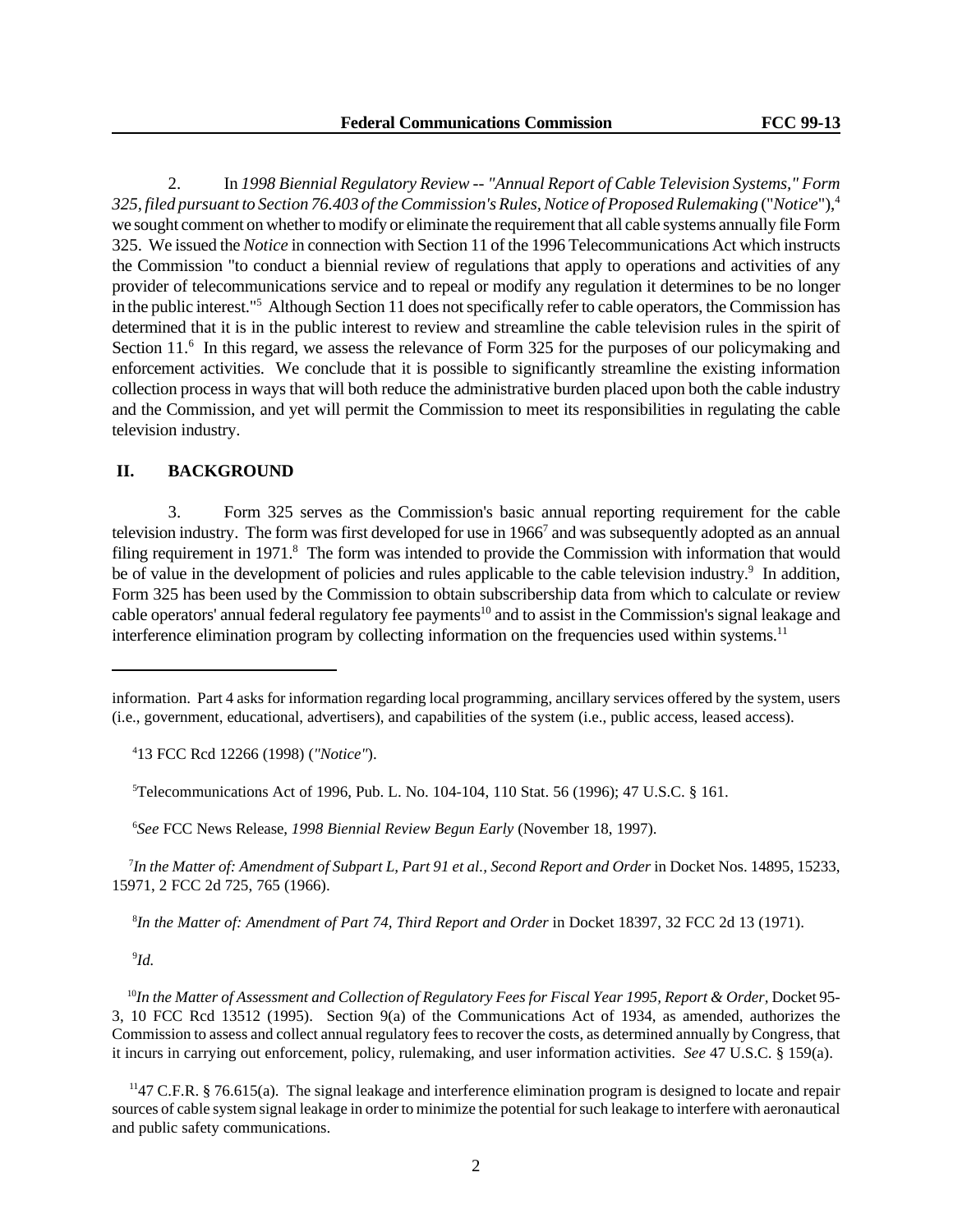2. In *1998 Biennial Regulatory Review -- "Annual Report of Cable Television Systems," Form 325, filed pursuant to Section 76.403 of the Commission's Rules, Notice of Proposed Rulemaking* ("*Notice*"),[4] we sought comment on whether to modify or eliminate the requirement that all cable systems annually file Form 325. We issued the *Notice* in connection with Section 11 of the 1996 Telecommunications Act which instructs the Commission "to conduct a biennial review of regulations that apply to operations and activities of any provider of telecommunications service and to repeal or modify any regulation it determines to be no longer in the public interest."[5] Although Section 11 does not specifically refer to cable operators, the Commission has determined that it is in the public interest to review and streamline the cable television rules in the spirit of Section 11.[6] In this regard, we assess the relevance of Form 325 for the purposes of our policymaking and enforcement activities. We conclude that it is possible to significantly streamline the existing information collection process in ways that will both reduce the administrative burden placed upon both the cable industry and the Commission, and yet will permit the Commission to meet its responsibilities in regulating the cable television industry.

## II. BACKGROUND

3. Form 325 serves as the Commission's basic annual reporting requirement for the cable television industry. The form was first developed for use in 1966[7] and was subsequently adopted as an annual filing requirement in 1971.[8] The form was intended to provide the Commission with information that would be of value in the development of policies and rules applicable to the cable television industry.[9] In addition, Form 325 has been used by the Commission to obtain subscribership data from which to calculate or review cable operators' annual federal regulatory fee payments[10] and to assist in the Commission's signal leakage and interference elimination program by collecting information on the frequencies used within systems.[11]

---

information. Part 4 asks for information regarding local programming, ancillary services offered by the system, users (i.e., government, educational, advertisers), and capabilities of the system (i.e., public access, leased access).

[4] 13 FCC Rcd 12266 (1998) (*"Notice"*).

[5] Telecommunications Act of 1996, Pub. L. No. 104-104, 110 Stat. 56 (1996); 47 U.S.C. § 161.

[6] *See* FCC News Release, *1998 Biennial Review Begun Early* (November 18, 1997).

[7] *In the Matter of: Amendment of Subpart L, Part 91 et al., Second Report and Order* in Docket Nos. 14895, 15233, 15971, 2 FCC 2d 725, 765 (1966).

[8] *In the Matter of: Amendment of Part 74, Third Report and Order* in Docket 18397, 32 FCC 2d 13 (1971).

[9] *Id.*

[10] *In the Matter of Assessment and Collection of Regulatory Fees for Fiscal Year 1995, Report & Order,* Docket 95-3, 10 FCC Rcd 13512 (1995). Section 9(a) of the Communications Act of 1934, as amended, authorizes the Commission to assess and collect annual regulatory fees to recover the costs, as determined annually by Congress, that it incurs in carrying out enforcement, policy, rulemaking, and user information activities. *See* 47 U.S.C. § 159(a).

[11] 47 C.F.R. § 76.615(a). The signal leakage and interference elimination program is designed to locate and repair sources of cable system signal leakage in order to minimize the potential for such leakage to interfere with aeronautical and public safety communications.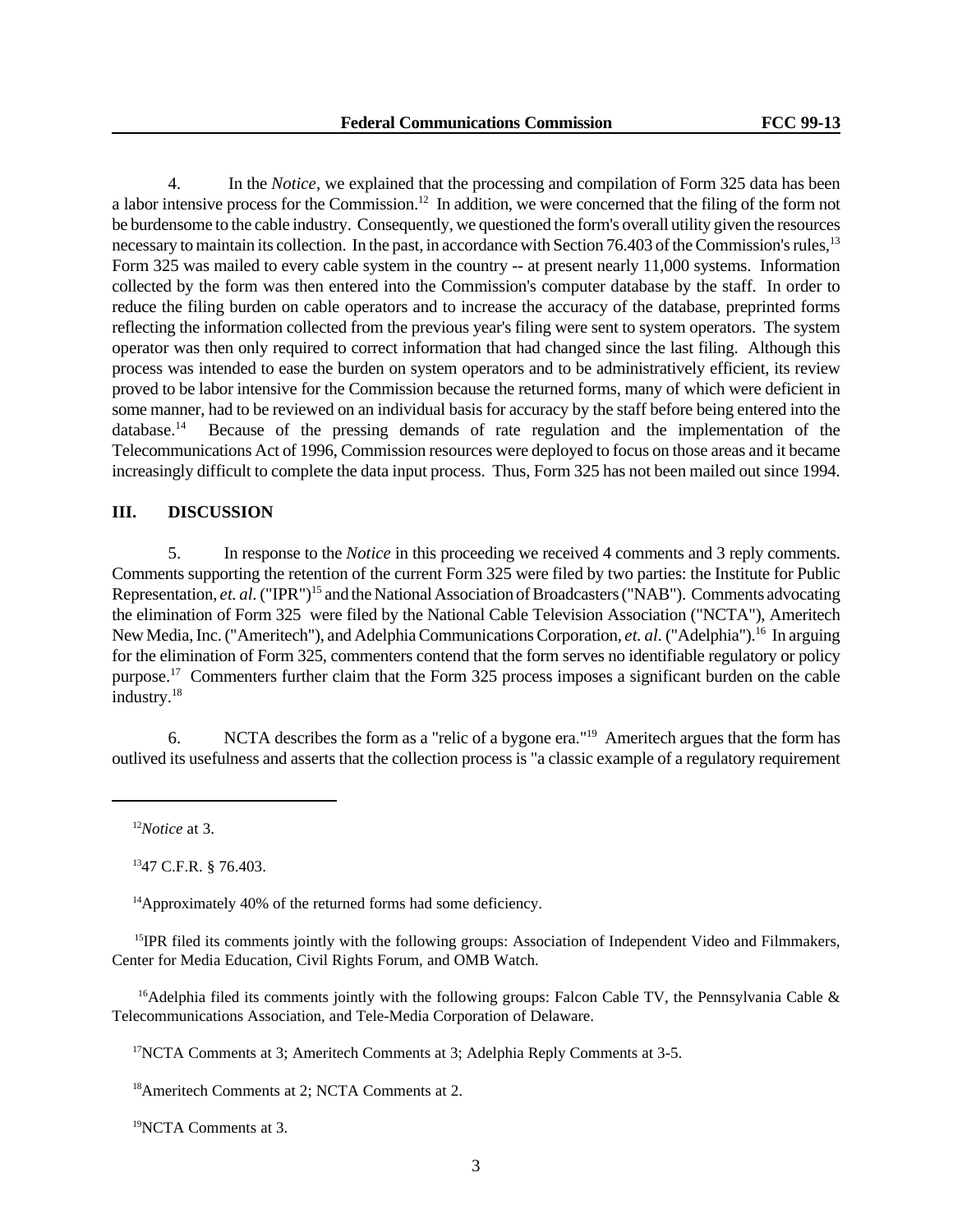4. In the *Notice*, we explained that the processing and compilation of Form 325 data has been a labor intensive process for the Commission.[12] In addition, we were concerned that the filing of the form not be burdensome to the cable industry. Consequently, we questioned the form's overall utility given the resources necessary to maintain its collection. In the past, in accordance with Section 76.403 of the Commission's rules,[13] Form 325 was mailed to every cable system in the country -- at present nearly 11,000 systems. Information collected by the form was then entered into the Commission's computer database by the staff. In order to reduce the filing burden on cable operators and to increase the accuracy of the database, preprinted forms reflecting the information collected from the previous year's filing were sent to system operators. The system operator was then only required to correct information that had changed since the last filing. Although this process was intended to ease the burden on system operators and to be administratively efficient, its review proved to be labor intensive for the Commission because the returned forms, many of which were deficient in some manner, had to be reviewed on an individual basis for accuracy by the staff before being entered into the database.[14] Because of the pressing demands of rate regulation and the implementation of the Telecommunications Act of 1996, Commission resources were deployed to focus on those areas and it became increasingly difficult to complete the data input process. Thus, Form 325 has not been mailed out since 1994.

## III. DISCUSSION

5. In response to the *Notice* in this proceeding we received 4 comments and 3 reply comments. Comments supporting the retention of the current Form 325 were filed by two parties: the Institute for Public Representation, *et. al.* ("IPR")[15] and the National Association of Broadcasters ("NAB"). Comments advocating the elimination of Form 325 were filed by the National Cable Television Association ("NCTA"), Ameritech New Media, Inc. ("Ameritech"), and Adelphia Communications Corporation, *et. al.* ("Adelphia").[16] In arguing for the elimination of Form 325, commenters contend that the form serves no identifiable regulatory or policy purpose.[17] Commenters further claim that the Form 325 process imposes a significant burden on the cable industry.[18]

6. NCTA describes the form as a "relic of a bygone era."[19] Ameritech argues that the form has outlived its usefulness and asserts that the collection process is "a classic example of a regulatory requirement

---

[12] *Notice* at 3.

[13] 47 C.F.R. § 76.403.

[14] Approximately 40% of the returned forms had some deficiency.

[15] IPR filed its comments jointly with the following groups: Association of Independent Video and Filmmakers, Center for Media Education, Civil Rights Forum, and OMB Watch.

[16] Adelphia filed its comments jointly with the following groups: Falcon Cable TV, the Pennsylvania Cable & Telecommunications Association, and Tele-Media Corporation of Delaware.

[17] NCTA Comments at 3; Ameritech Comments at 3; Adelphia Reply Comments at 3-5.

[18] Ameritech Comments at 2; NCTA Comments at 2.

[19] NCTA Comments at 3.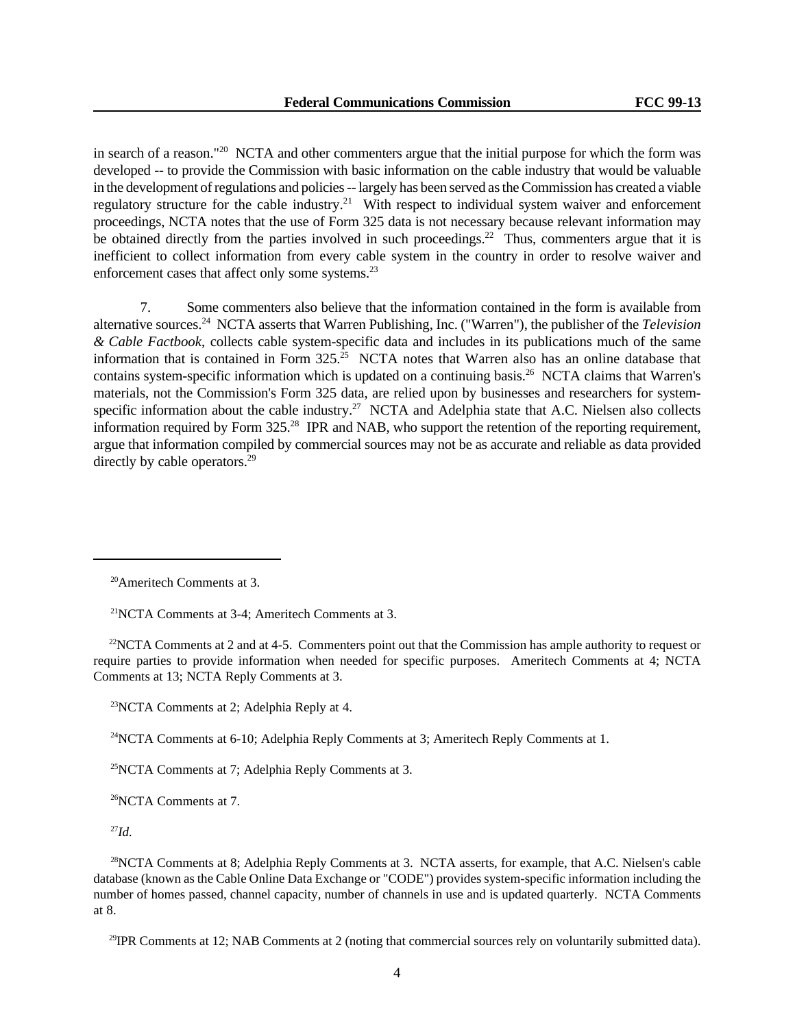in search of a reason."[20] NCTA and other commenters argue that the initial purpose for which the form was developed -- to provide the Commission with basic information on the cable industry that would be valuable in the development of regulations and policies -- largely has been served as the Commission has created a viable regulatory structure for the cable industry.[21] With respect to individual system waiver and enforcement proceedings, NCTA notes that the use of Form 325 data is not necessary because relevant information may be obtained directly from the parties involved in such proceedings.[22] Thus, commenters argue that it is inefficient to collect information from every cable system in the country in order to resolve waiver and enforcement cases that affect only some systems.[23]

7. Some commenters also believe that the information contained in the form is available from alternative sources.[24] NCTA asserts that Warren Publishing, Inc. ("Warren"), the publisher of the *Television & Cable Factbook*, collects cable system-specific data and includes in its publications much of the same information that is contained in Form 325.[25] NCTA notes that Warren also has an online database that contains system-specific information which is updated on a continuing basis.[26] NCTA claims that Warren's materials, not the Commission's Form 325 data, are relied upon by businesses and researchers for system-specific information about the cable industry.[27] NCTA and Adelphia state that A.C. Nielsen also collects information required by Form 325.[28] IPR and NAB, who support the retention of the reporting requirement, argue that information compiled by commercial sources may not be as accurate and reliable as data provided directly by cable operators.[29]

---

[20] Ameritech Comments at 3.

[21] NCTA Comments at 3-4; Ameritech Comments at 3.

[22] NCTA Comments at 2 and at 4-5. Commenters point out that the Commission has ample authority to request or require parties to provide information when needed for specific purposes. Ameritech Comments at 4; NCTA Comments at 13; NCTA Reply Comments at 3.

[23] NCTA Comments at 2; Adelphia Reply at 4.

[24] NCTA Comments at 6-10; Adelphia Reply Comments at 3; Ameritech Reply Comments at 1.

[25] NCTA Comments at 7; Adelphia Reply Comments at 3.

[26] NCTA Comments at 7.

[27] *Id.*

[28] NCTA Comments at 8; Adelphia Reply Comments at 3. NCTA asserts, for example, that A.C. Nielsen's cable database (known as the Cable Online Data Exchange or "CODE") provides system-specific information including the number of homes passed, channel capacity, number of channels in use and is updated quarterly. NCTA Comments at 8.

[29] IPR Comments at 12; NAB Comments at 2 (noting that commercial sources rely on voluntarily submitted data).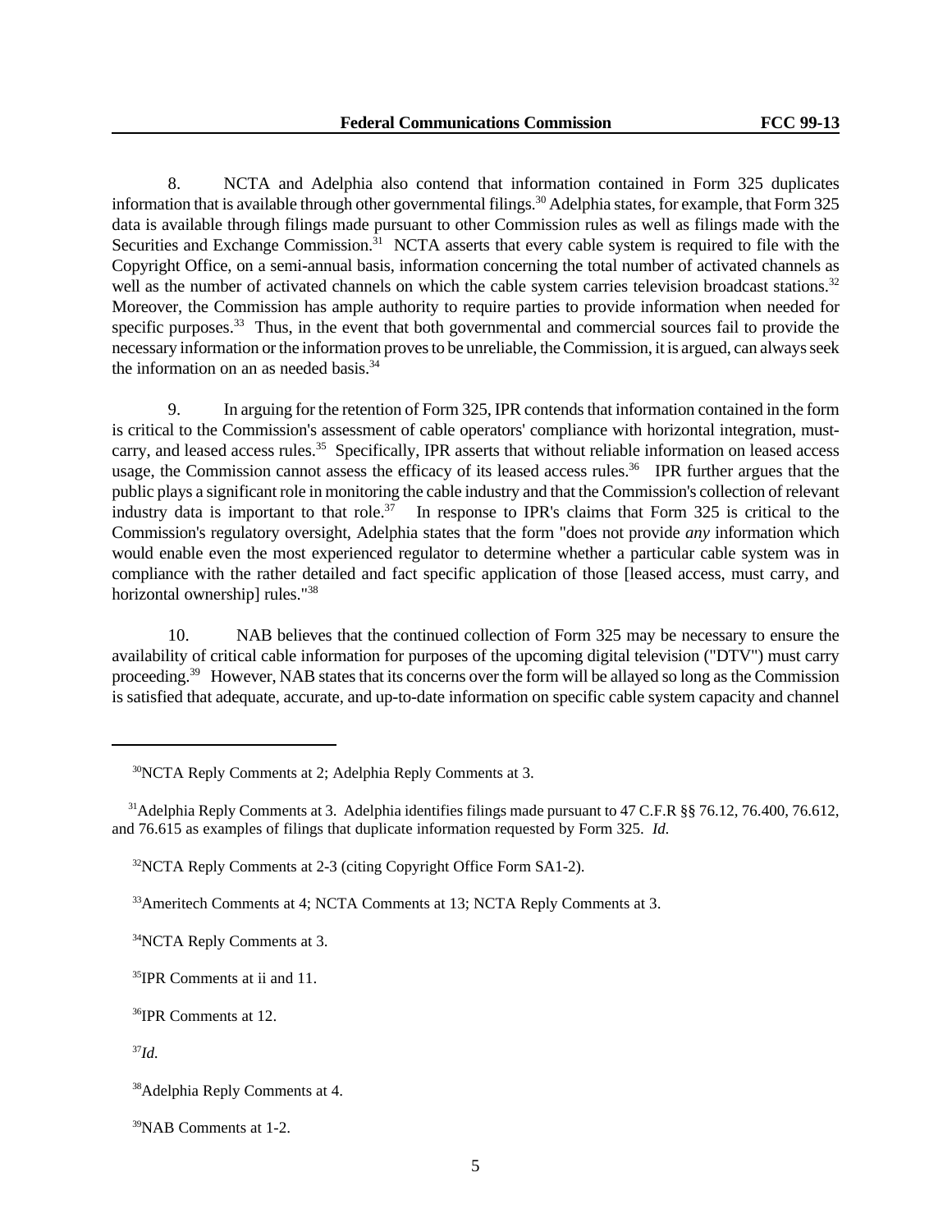8. NCTA and Adelphia also contend that information contained in Form 325 duplicates information that is available through other governmental filings.[30] Adelphia states, for example, that Form 325 data is available through filings made pursuant to other Commission rules as well as filings made with the Securities and Exchange Commission.[31] NCTA asserts that every cable system is required to file with the Copyright Office, on a semi-annual basis, information concerning the total number of activated channels as well as the number of activated channels on which the cable system carries television broadcast stations.[32] Moreover, the Commission has ample authority to require parties to provide information when needed for specific purposes.[33] Thus, in the event that both governmental and commercial sources fail to provide the necessary information or the information proves to be unreliable, the Commission, it is argued, can always seek the information on an as needed basis.[34]

9. In arguing for the retention of Form 325, IPR contends that information contained in the form is critical to the Commission's assessment of cable operators' compliance with horizontal integration, must-carry, and leased access rules.[35] Specifically, IPR asserts that without reliable information on leased access usage, the Commission cannot assess the efficacy of its leased access rules.[36] IPR further argues that the public plays a significant role in monitoring the cable industry and that the Commission's collection of relevant industry data is important to that role.[37] In response to IPR's claims that Form 325 is critical to the Commission's regulatory oversight, Adelphia states that the form "does not provide *any* information which would enable even the most experienced regulator to determine whether a particular cable system was in compliance with the rather detailed and fact specific application of those [leased access, must carry, and horizontal ownership] rules."[38]

10. NAB believes that the continued collection of Form 325 may be necessary to ensure the availability of critical cable information for purposes of the upcoming digital television ("DTV") must carry proceeding.[39] However, NAB states that its concerns over the form will be allayed so long as the Commission is satisfied that adequate, accurate, and up-to-date information on specific cable system capacity and channel

---

[30] NCTA Reply Comments at 2; Adelphia Reply Comments at 3.

[31] Adelphia Reply Comments at 3. Adelphia identifies filings made pursuant to 47 C.F.R §§ 76.12, 76.400, 76.612, and 76.615 as examples of filings that duplicate information requested by Form 325. *Id.*

[32] NCTA Reply Comments at 2-3 (citing Copyright Office Form SA1-2).

[33] Ameritech Comments at 4; NCTA Comments at 13; NCTA Reply Comments at 3.

[34] NCTA Reply Comments at 3.

[35] IPR Comments at ii and 11.

[36] IPR Comments at 12.

[37] *Id.*

[38] Adelphia Reply Comments at 4.

[39] NAB Comments at 1-2.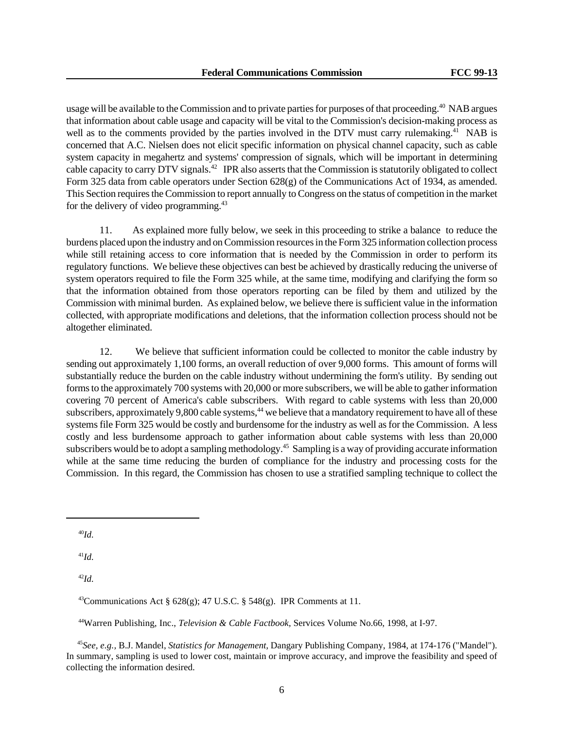usage will be available to the Commission and to private parties for purposes of that proceeding.[40] NAB argues that information about cable usage and capacity will be vital to the Commission's decision-making process as well as to the comments provided by the parties involved in the DTV must carry rulemaking.[41] NAB is concerned that A.C. Nielsen does not elicit specific information on physical channel capacity, such as cable system capacity in megahertz and systems' compression of signals, which will be important in determining cable capacity to carry DTV signals.[42] IPR also asserts that the Commission is statutorily obligated to collect Form 325 data from cable operators under Section 628(g) of the Communications Act of 1934, as amended. This Section requires the Commission to report annually to Congress on the status of competition in the market for the delivery of video programming.[43]

11. As explained more fully below, we seek in this proceeding to strike a balance to reduce the burdens placed upon the industry and on Commission resources in the Form 325 information collection process while still retaining access to core information that is needed by the Commission in order to perform its regulatory functions. We believe these objectives can best be achieved by drastically reducing the universe of system operators required to file the Form 325 while, at the same time, modifying and clarifying the form so that the information obtained from those operators reporting can be filed by them and utilized by the Commission with minimal burden. As explained below, we believe there is sufficient value in the information collected, with appropriate modifications and deletions, that the information collection process should not be altogether eliminated.

12. We believe that sufficient information could be collected to monitor the cable industry by sending out approximately 1,100 forms, an overall reduction of over 9,000 forms. This amount of forms will substantially reduce the burden on the cable industry without undermining the form's utility. By sending out forms to the approximately 700 systems with 20,000 or more subscribers, we will be able to gather information covering 70 percent of America's cable subscribers. With regard to cable systems with less than 20,000 subscribers, approximately 9,800 cable systems,[44] we believe that a mandatory requirement to have all of these systems file Form 325 would be costly and burdensome for the industry as well as for the Commission. A less costly and less burdensome approach to gather information about cable systems with less than 20,000 subscribers would be to adopt a sampling methodology.[45] Sampling is a way of providing accurate information while at the same time reducing the burden of compliance for the industry and processing costs for the Commission. In this regard, the Commission has chosen to use a stratified sampling technique to collect the

---

[40] *Id.*

[41] *Id.*

[42] *Id.*

[43] Communications Act § 628(g); 47 U.S.C. § 548(g). IPR Comments at 11.

[44] Warren Publishing, Inc., *Television & Cable Factbook,* Services Volume No.66, 1998, at I-97.

[45] *See, e.g.,* B.J. Mandel, *Statistics for Management,* Dangary Publishing Company, 1984, at 174-176 ("Mandel"). In summary, sampling is used to lower cost, maintain or improve accuracy, and improve the feasibility and speed of collecting the information desired.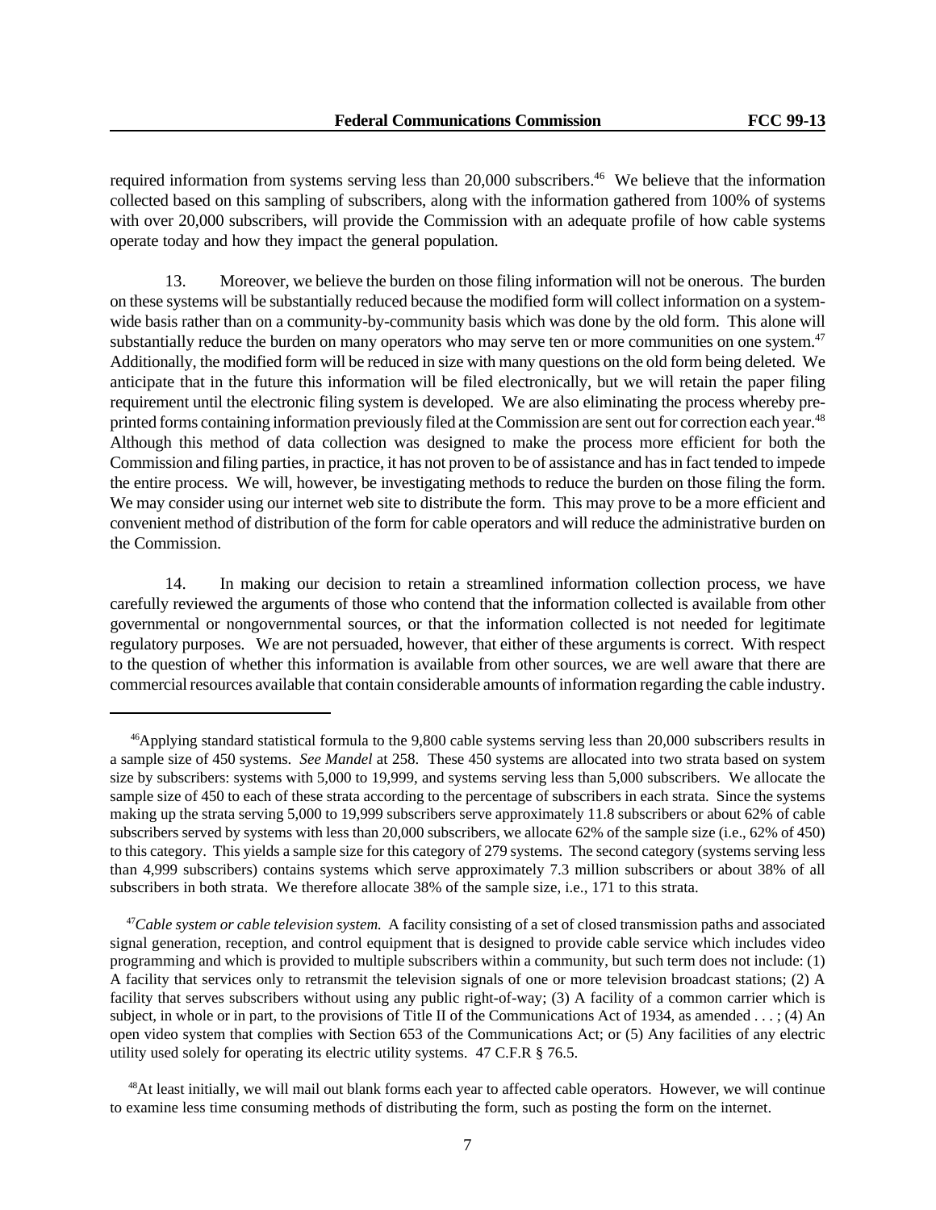required information from systems serving less than 20,000 subscribers.[46] We believe that the information collected based on this sampling of subscribers, along with the information gathered from 100% of systems with over 20,000 subscribers, will provide the Commission with an adequate profile of how cable systems operate today and how they impact the general population.

13. Moreover, we believe the burden on those filing information will not be onerous. The burden on these systems will be substantially reduced because the modified form will collect information on a system-wide basis rather than on a community-by-community basis which was done by the old form. This alone will substantially reduce the burden on many operators who may serve ten or more communities on one system.[47] Additionally, the modified form will be reduced in size with many questions on the old form being deleted. We anticipate that in the future this information will be filed electronically, but we will retain the paper filing requirement until the electronic filing system is developed. We are also eliminating the process whereby pre-printed forms containing information previously filed at the Commission are sent out for correction each year.[48] Although this method of data collection was designed to make the process more efficient for both the Commission and filing parties, in practice, it has not proven to be of assistance and has in fact tended to impede the entire process. We will, however, be investigating methods to reduce the burden on those filing the form. We may consider using our internet web site to distribute the form. This may prove to be a more efficient and convenient method of distribution of the form for cable operators and will reduce the administrative burden on the Commission.

14. In making our decision to retain a streamlined information collection process, we have carefully reviewed the arguments of those who contend that the information collected is available from other governmental or nongovernmental sources, or that the information collected is not needed for legitimate regulatory purposes. We are not persuaded, however, that either of these arguments is correct. With respect to the question of whether this information is available from other sources, we are well aware that there are commercial resources available that contain considerable amounts of information regarding the cable industry.

---

[46] Applying standard statistical formula to the 9,800 cable systems serving less than 20,000 subscribers results in a sample size of 450 systems. *See Mandel* at 258. These 450 systems are allocated into two strata based on system size by subscribers: systems with 5,000 to 19,999, and systems serving less than 5,000 subscribers. We allocate the sample size of 450 to each of these strata according to the percentage of subscribers in each strata. Since the systems making up the strata serving 5,000 to 19,999 subscribers serve approximately 11.8 subscribers or about 62% of cable subscribers served by systems with less than 20,000 subscribers, we allocate 62% of the sample size (i.e., 62% of 450) to this category. This yields a sample size for this category of 279 systems. The second category (systems serving less than 4,999 subscribers) contains systems which serve approximately 7.3 million subscribers or about 38% of all subscribers in both strata. We therefore allocate 38% of the sample size, i.e., 171 to this strata.

[47] *Cable system or cable television system.* A facility consisting of a set of closed transmission paths and associated signal generation, reception, and control equipment that is designed to provide cable service which includes video programming and which is provided to multiple subscribers within a community, but such term does not include: (1) A facility that services only to retransmit the television signals of one or more television broadcast stations; (2) A facility that serves subscribers without using any public right-of-way; (3) A facility of a common carrier which is subject, in whole or in part, to the provisions of Title II of the Communications Act of 1934, as amended . . . ; (4) An open video system that complies with Section 653 of the Communications Act; or (5) Any facilities of any electric utility used solely for operating its electric utility systems. 47 C.F.R § 76.5.

[48] At least initially, we will mail out blank forms each year to affected cable operators. However, we will continue to examine less time consuming methods of distributing the form, such as posting the form on the internet.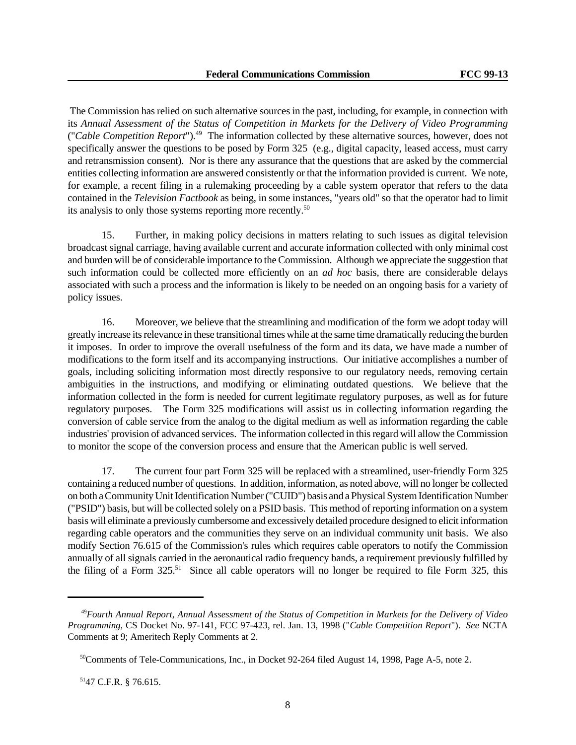The Commission has relied on such alternative sources in the past, including, for example, in connection with its *Annual Assessment of the Status of Competition in Markets for the Delivery of Video Programming* ("*Cable Competition Report*").[49] The information collected by these alternative sources, however, does not specifically answer the questions to be posed by Form 325 (e.g., digital capacity, leased access, must carry and retransmission consent). Nor is there any assurance that the questions that are asked by the commercial entities collecting information are answered consistently or that the information provided is current. We note, for example, a recent filing in a rulemaking proceeding by a cable system operator that refers to the data contained in the *Television Factbook* as being, in some instances, "years old" so that the operator had to limit its analysis to only those systems reporting more recently.[50]

15. Further, in making policy decisions in matters relating to such issues as digital television broadcast signal carriage, having available current and accurate information collected with only minimal cost and burden will be of considerable importance to the Commission. Although we appreciate the suggestion that such information could be collected more efficiently on an *ad hoc* basis, there are considerable delays associated with such a process and the information is likely to be needed on an ongoing basis for a variety of policy issues.

16. Moreover, we believe that the streamlining and modification of the form we adopt today will greatly increase its relevance in these transitional times while at the same time dramatically reducing the burden it imposes. In order to improve the overall usefulness of the form and its data, we have made a number of modifications to the form itself and its accompanying instructions. Our initiative accomplishes a number of goals, including soliciting information most directly responsive to our regulatory needs, removing certain ambiguities in the instructions, and modifying or eliminating outdated questions. We believe that the information collected in the form is needed for current legitimate regulatory purposes, as well as for future regulatory purposes. The Form 325 modifications will assist us in collecting information regarding the conversion of cable service from the analog to the digital medium as well as information regarding the cable industries' provision of advanced services. The information collected in this regard will allow the Commission to monitor the scope of the conversion process and ensure that the American public is well served.

17. The current four part Form 325 will be replaced with a streamlined, user-friendly Form 325 containing a reduced number of questions. In addition, information, as noted above, will no longer be collected on both a Community Unit Identification Number ("CUID") basis and a Physical System Identification Number ("PSID") basis, but will be collected solely on a PSID basis. This method of reporting information on a system basis will eliminate a previously cumbersome and excessively detailed procedure designed to elicit information regarding cable operators and the communities they serve on an individual community unit basis. We also modify Section 76.615 of the Commission's rules which requires cable operators to notify the Commission annually of all signals carried in the aeronautical radio frequency bands, a requirement previously fulfilled by the filing of a Form 325.[51] Since all cable operators will no longer be required to file Form 325, this

---

[49] *Fourth Annual Report, Annual Assessment of the Status of Competition in Markets for the Delivery of Video Programming*, CS Docket No. 97-141, FCC 97-423, rel. Jan. 13, 1998 ("*Cable Competition Report*"). *See* NCTA Comments at 9; Ameritech Reply Comments at 2.

[50] Comments of Tele-Communications, Inc., in Docket 92-264 filed August 14, 1998, Page A-5, note 2.

[51] 47 C.F.R. § 76.615.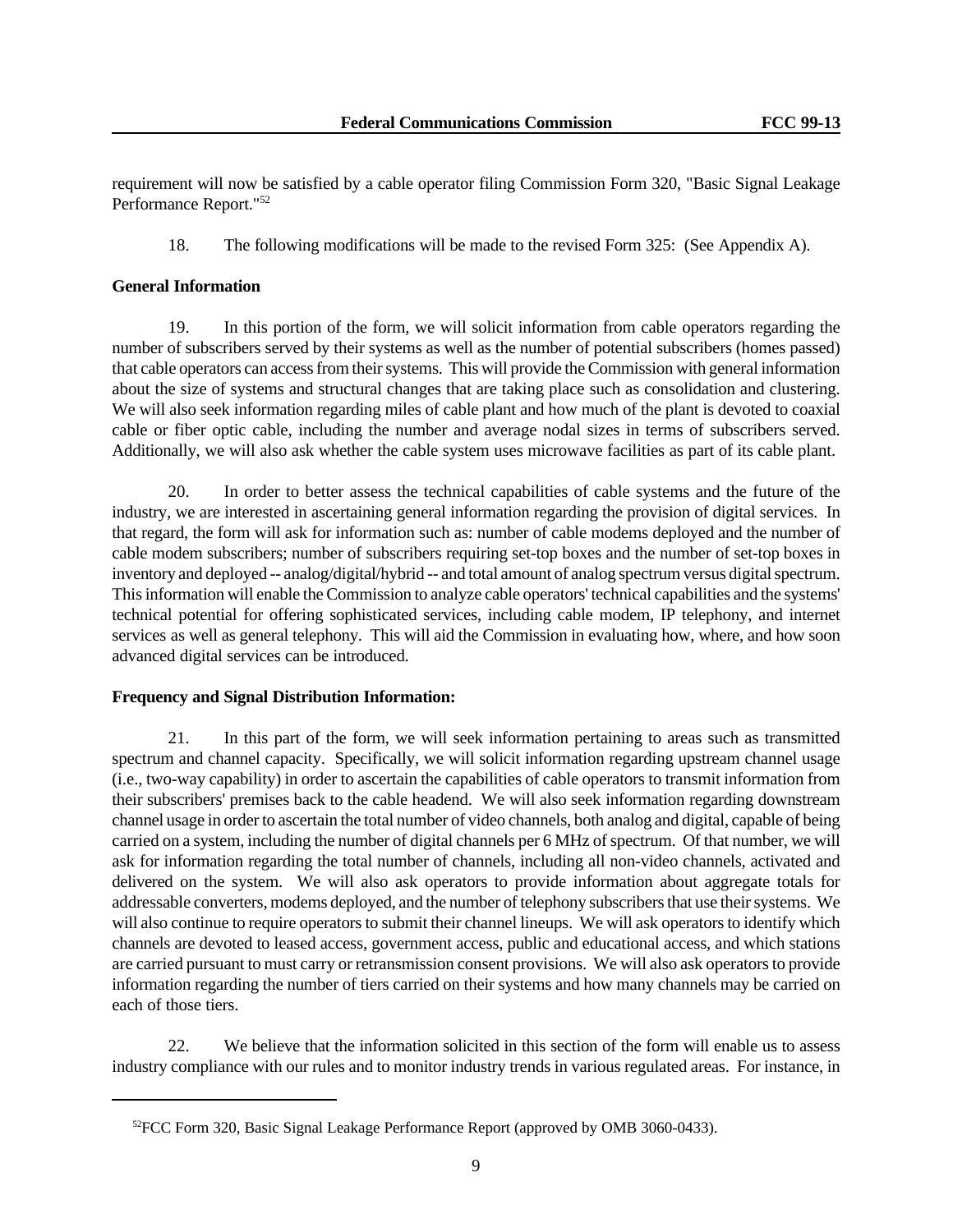requirement will now be satisfied by a cable operator filing Commission Form 320, "Basic Signal Leakage Performance Report."[52]

18. The following modifications will be made to the revised Form 325: (See Appendix A).

**General Information**

19. In this portion of the form, we will solicit information from cable operators regarding the number of subscribers served by their systems as well as the number of potential subscribers (homes passed) that cable operators can access from their systems. This will provide the Commission with general information about the size of systems and structural changes that are taking place such as consolidation and clustering. We will also seek information regarding miles of cable plant and how much of the plant is devoted to coaxial cable or fiber optic cable, including the number and average nodal sizes in terms of subscribers served. Additionally, we will also ask whether the cable system uses microwave facilities as part of its cable plant.

20. In order to better assess the technical capabilities of cable systems and the future of the industry, we are interested in ascertaining general information regarding the provision of digital services. In that regard, the form will ask for information such as: number of cable modems deployed and the number of cable modem subscribers; number of subscribers requiring set-top boxes and the number of set-top boxes in inventory and deployed -- analog/digital/hybrid -- and total amount of analog spectrum versus digital spectrum. This information will enable the Commission to analyze cable operators' technical capabilities and the systems' technical potential for offering sophisticated services, including cable modem, IP telephony, and internet services as well as general telephony. This will aid the Commission in evaluating how, where, and how soon advanced digital services can be introduced.

**Frequency and Signal Distribution Information:**

21. In this part of the form, we will seek information pertaining to areas such as transmitted spectrum and channel capacity. Specifically, we will solicit information regarding upstream channel usage (i.e., two-way capability) in order to ascertain the capabilities of cable operators to transmit information from their subscribers' premises back to the cable headend. We will also seek information regarding downstream channel usage in order to ascertain the total number of video channels, both analog and digital, capable of being carried on a system, including the number of digital channels per 6 MHz of spectrum. Of that number, we will ask for information regarding the total number of channels, including all non-video channels, activated and delivered on the system. We will also ask operators to provide information about aggregate totals for addressable converters, modems deployed, and the number of telephony subscribers that use their systems. We will also continue to require operators to submit their channel lineups. We will ask operators to identify which channels are devoted to leased access, government access, public and educational access, and which stations are carried pursuant to must carry or retransmission consent provisions. We will also ask operators to provide information regarding the number of tiers carried on their systems and how many channels may be carried on each of those tiers.

22. We believe that the information solicited in this section of the form will enable us to assess industry compliance with our rules and to monitor industry trends in various regulated areas. For instance, in

[52] FCC Form 320, Basic Signal Leakage Performance Report (approved by OMB 3060-0433).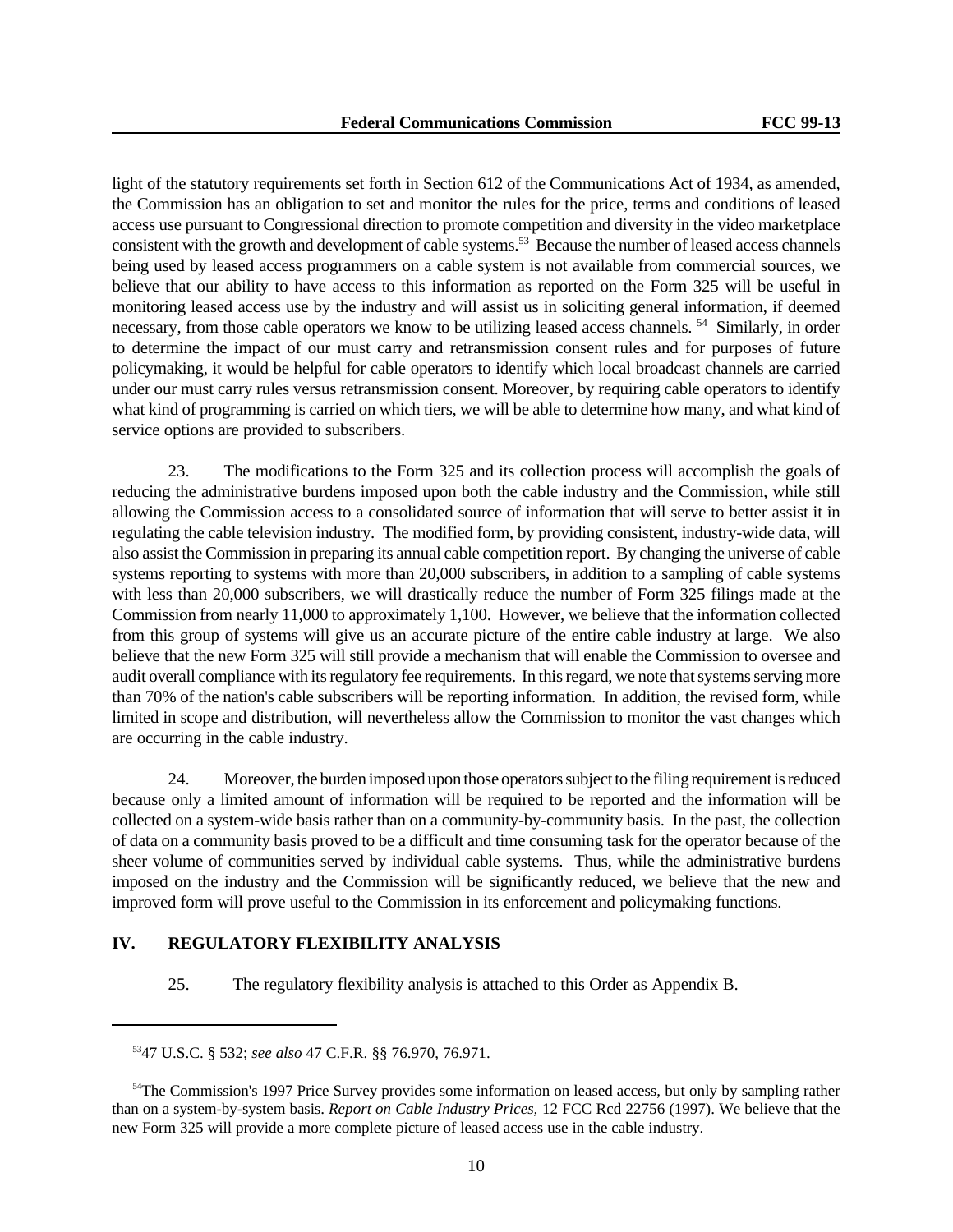light of the statutory requirements set forth in Section 612 of the Communications Act of 1934, as amended, the Commission has an obligation to set and monitor the rules for the price, terms and conditions of leased access use pursuant to Congressional direction to promote competition and diversity in the video marketplace consistent with the growth and development of cable systems.[53] Because the number of leased access channels being used by leased access programmers on a cable system is not available from commercial sources, we believe that our ability to have access to this information as reported on the Form 325 will be useful in monitoring leased access use by the industry and will assist us in soliciting general information, if deemed necessary, from those cable operators we know to be utilizing leased access channels.[54] Similarly, in order to determine the impact of our must carry and retransmission consent rules and for purposes of future policymaking, it would be helpful for cable operators to identify which local broadcast channels are carried under our must carry rules versus retransmission consent. Moreover, by requiring cable operators to identify what kind of programming is carried on which tiers, we will be able to determine how many, and what kind of service options are provided to subscribers.

23. The modifications to the Form 325 and its collection process will accomplish the goals of reducing the administrative burdens imposed upon both the cable industry and the Commission, while still allowing the Commission access to a consolidated source of information that will serve to better assist it in regulating the cable television industry. The modified form, by providing consistent, industry-wide data, will also assist the Commission in preparing its annual cable competition report. By changing the universe of cable systems reporting to systems with more than 20,000 subscribers, in addition to a sampling of cable systems with less than 20,000 subscribers, we will drastically reduce the number of Form 325 filings made at the Commission from nearly 11,000 to approximately 1,100. However, we believe that the information collected from this group of systems will give us an accurate picture of the entire cable industry at large. We also believe that the new Form 325 will still provide a mechanism that will enable the Commission to oversee and audit overall compliance with its regulatory fee requirements. In this regard, we note that systems serving more than 70% of the nation's cable subscribers will be reporting information. In addition, the revised form, while limited in scope and distribution, will nevertheless allow the Commission to monitor the vast changes which are occurring in the cable industry.

24. Moreover, the burden imposed upon those operators subject to the filing requirement is reduced because only a limited amount of information will be required to be reported and the information will be collected on a system-wide basis rather than on a community-by-community basis. In the past, the collection of data on a community basis proved to be a difficult and time consuming task for the operator because of the sheer volume of communities served by individual cable systems. Thus, while the administrative burdens imposed on the industry and the Commission will be significantly reduced, we believe that the new and improved form will prove useful to the Commission in its enforcement and policymaking functions.

## IV. REGULATORY FLEXIBILITY ANALYSIS

25. The regulatory flexibility analysis is attached to this Order as Appendix B.

---

[53] 47 U.S.C. § 532; *see also* 47 C.F.R. §§ 76.970, 76.971.

[54] The Commission's 1997 Price Survey provides some information on leased access, but only by sampling rather than on a system-by-system basis. *Report on Cable Industry Prices,* 12 FCC Rcd 22756 (1997). We believe that the new Form 325 will provide a more complete picture of leased access use in the cable industry.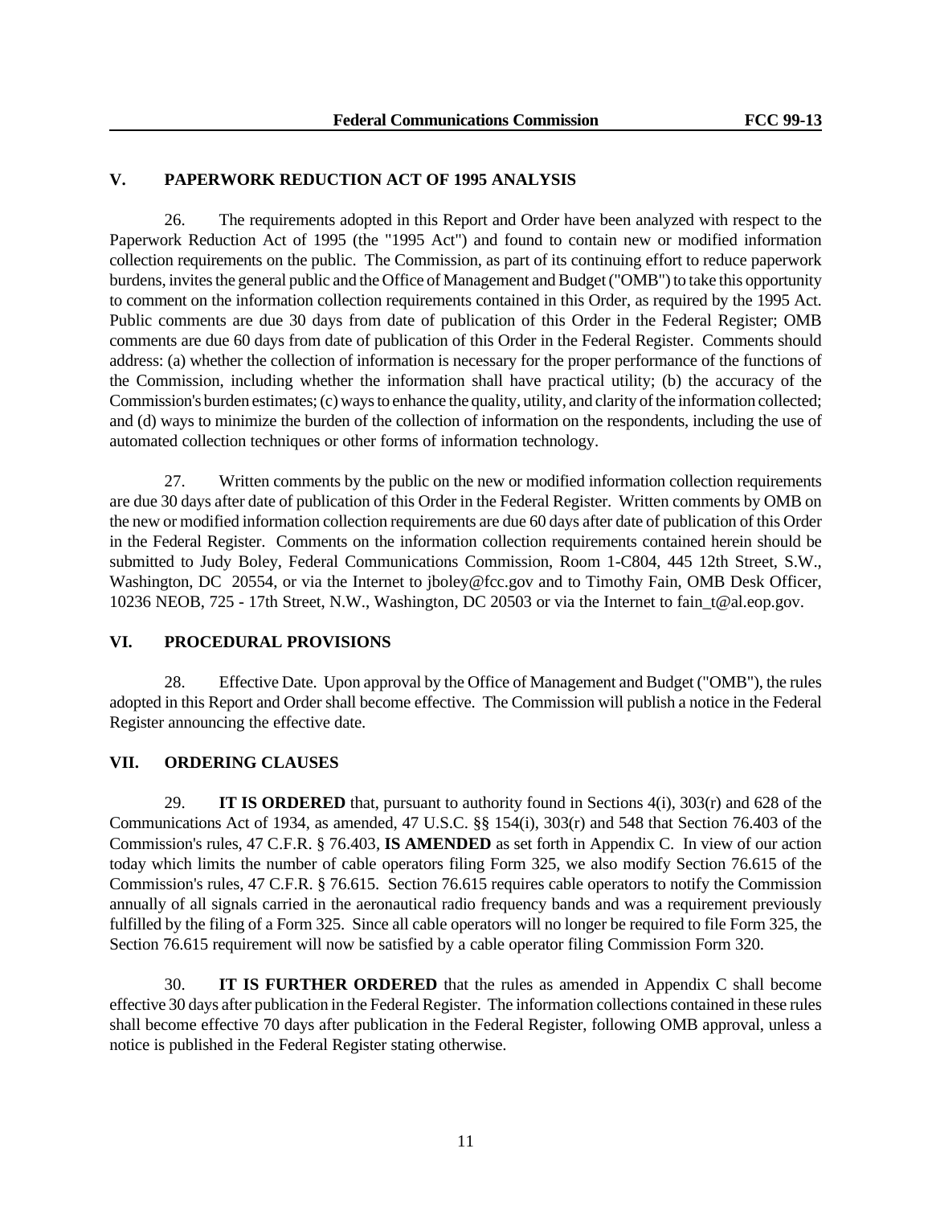## V. PAPERWORK REDUCTION ACT OF 1995 ANALYSIS

26. The requirements adopted in this Report and Order have been analyzed with respect to the Paperwork Reduction Act of 1995 (the "1995 Act") and found to contain new or modified information collection requirements on the public. The Commission, as part of its continuing effort to reduce paperwork burdens, invites the general public and the Office of Management and Budget ("OMB") to take this opportunity to comment on the information collection requirements contained in this Order, as required by the 1995 Act. Public comments are due 30 days from date of publication of this Order in the Federal Register; OMB comments are due 60 days from date of publication of this Order in the Federal Register. Comments should address: (a) whether the collection of information is necessary for the proper performance of the functions of the Commission, including whether the information shall have practical utility; (b) the accuracy of the Commission's burden estimates; (c) ways to enhance the quality, utility, and clarity of the information collected; and (d) ways to minimize the burden of the collection of information on the respondents, including the use of automated collection techniques or other forms of information technology.

27. Written comments by the public on the new or modified information collection requirements are due 30 days after date of publication of this Order in the Federal Register. Written comments by OMB on the new or modified information collection requirements are due 60 days after date of publication of this Order in the Federal Register. Comments on the information collection requirements contained herein should be submitted to Judy Boley, Federal Communications Commission, Room 1-C804, 445 12th Street, S.W., Washington, DC 20554, or via the Internet to jboley@fcc.gov and to Timothy Fain, OMB Desk Officer, 10236 NEOB, 725 - 17th Street, N.W., Washington, DC 20503 or via the Internet to fain_t@al.eop.gov.

## VI. PROCEDURAL PROVISIONS

28. Effective Date. Upon approval by the Office of Management and Budget ("OMB"), the rules adopted in this Report and Order shall become effective. The Commission will publish a notice in the Federal Register announcing the effective date.

## VII. ORDERING CLAUSES

29. **IT IS ORDERED** that, pursuant to authority found in Sections 4(i), 303(r) and 628 of the Communications Act of 1934, as amended, 47 U.S.C. §§ 154(i), 303(r) and 548 that Section 76.403 of the Commission's rules, 47 C.F.R. § 76.403, **IS AMENDED** as set forth in Appendix C. In view of our action today which limits the number of cable operators filing Form 325, we also modify Section 76.615 of the Commission's rules, 47 C.F.R. § 76.615. Section 76.615 requires cable operators to notify the Commission annually of all signals carried in the aeronautical radio frequency bands and was a requirement previously fulfilled by the filing of a Form 325. Since all cable operators will no longer be required to file Form 325, the Section 76.615 requirement will now be satisfied by a cable operator filing Commission Form 320.

30. **IT IS FURTHER ORDERED** that the rules as amended in Appendix C shall become effective 30 days after publication in the Federal Register. The information collections contained in these rules shall become effective 70 days after publication in the Federal Register, following OMB approval, unless a notice is published in the Federal Register stating otherwise.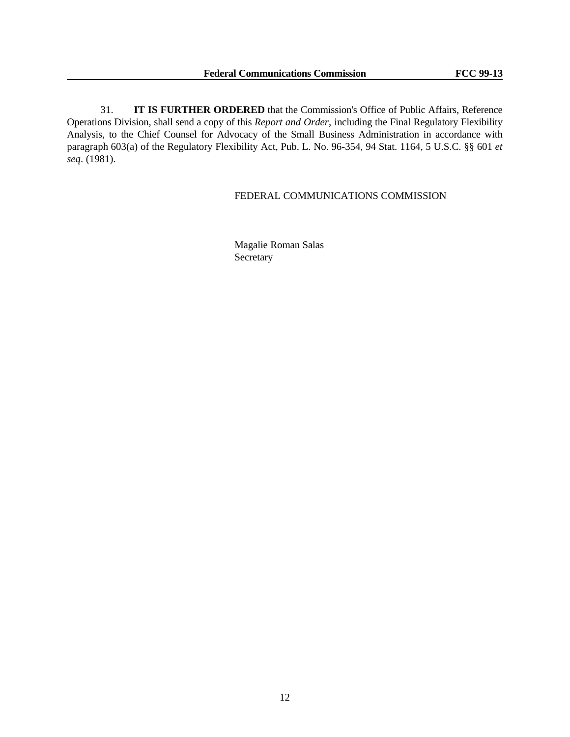31. **IT IS FURTHER ORDERED** that the Commission's Office of Public Affairs, Reference Operations Division, shall send a copy of this *Report and Order*, including the Final Regulatory Flexibility Analysis, to the Chief Counsel for Advocacy of the Small Business Administration in accordance with paragraph 603(a) of the Regulatory Flexibility Act, Pub. L. No. 96-354, 94 Stat. 1164, 5 U.S.C. §§ 601 *et seq*. (1981).

FEDERAL COMMUNICATIONS COMMISSION

Magalie Roman Salas
Secretary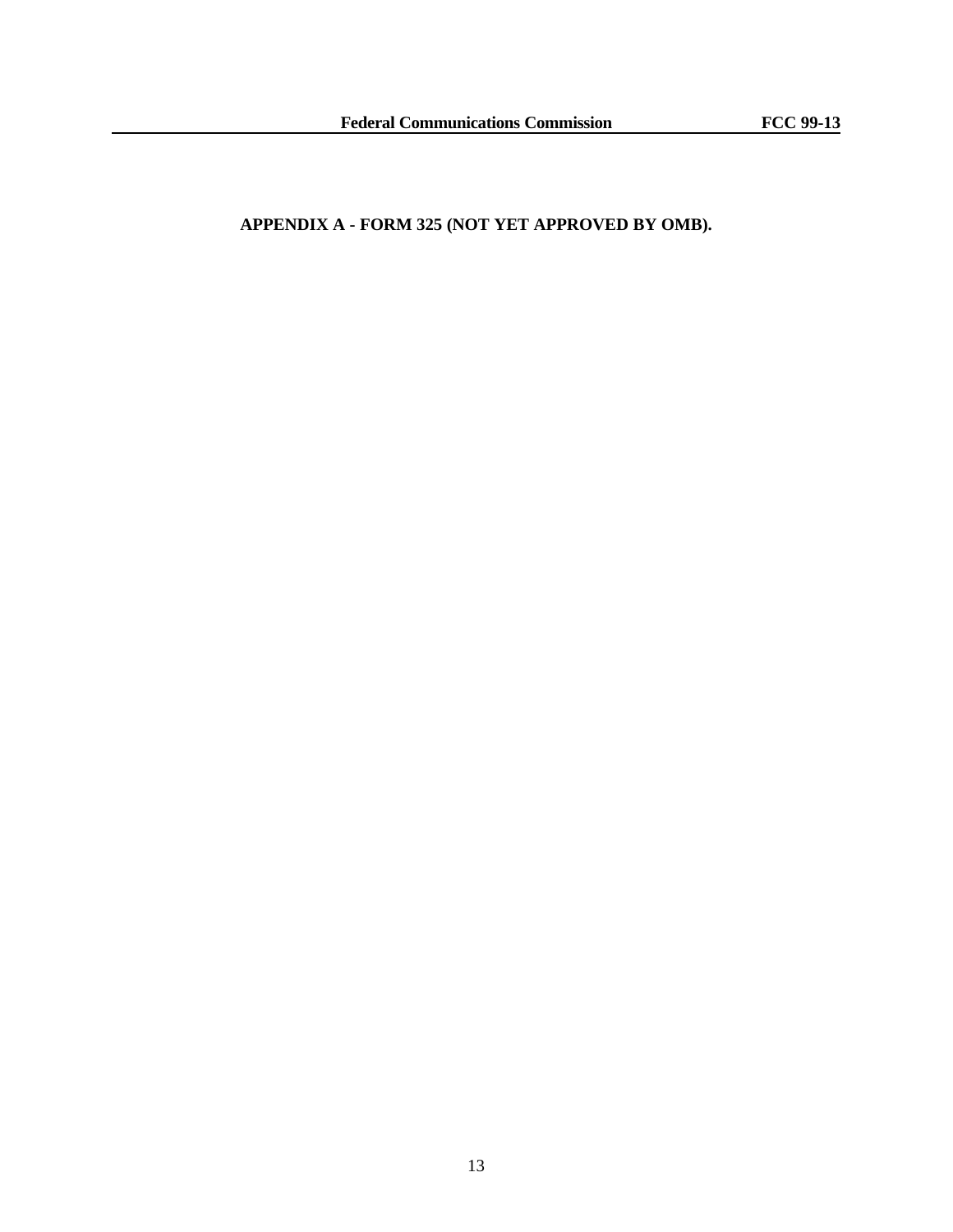## APPENDIX A - FORM 325 (NOT YET APPROVED BY OMB).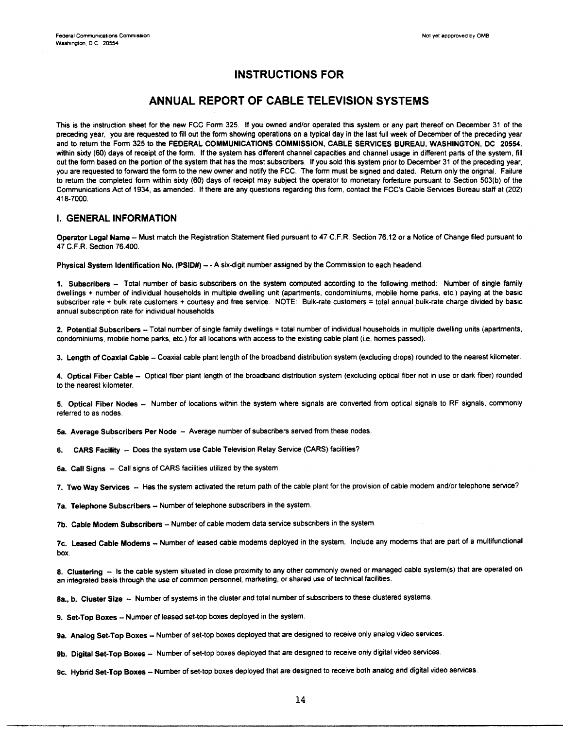# INSTRUCTIONS FOR

# ANNUAL REPORT OF CABLE TELEVISION SYSTEMS

This is the instruction sheet for the new FCC Form 325. If you owned and/or operated this system or any part thereof on December 31 of the preceding year, you are requested to fill out the form showing operations on a typical day in the last full week of December of the preceding year and to return the Form 325 to the **FEDERAL COMMUNICATIONS COMMISSION, CABLE SERVICES BUREAU, WASHINGTON, DC 20554**, within sixty (60) days of receipt of the form. If the system has different channel capacities and channel usage in different parts of the system, fill out the form based on the portion of the system that has the most subscribers. If you sold this system prior to December 31 of the preceding year, you are requested to forward the form to the new owner and notify the FCC. The form must be signed and dated. Return only the original. Failure to return the completed form within sixty (60) days of receipt may subject the operator to monetary forfeiture pursuant to Section 503(b) of the Communications Act of 1934, as amended. If there are any questions regarding this form, contact the FCC's Cable Services Bureau staff at (202) 418-7000.

## I. GENERAL INFORMATION

**Operator Legal Name** – Must match the Registration Statement filed pursuant to 47 C.F.R. Section 76.12 or a Notice of Change filed pursuant to 47 C.F.R. Section 76.400.

**Physical System Identification No. (PSID#)** – - A six-digit number assigned by the Commission to each headend.

**1. Subscribers** – Total number of basic subscribers on the system computed according to the following method: Number of single family dwellings + number of individual households in multiple dwelling unit (apartments, condominiums, mobile home parks, etc.) paying at the basic subscriber rate + bulk rate customers + courtesy and free service. NOTE: Bulk-rate customers = total annual bulk-rate charge divided by basic annual subscription rate for individual households.

**2. Potential Subscribers** – Total number of single family dwellings + total number of individual households in multiple dwelling units (apartments, condominiums, mobile home parks, etc.) for all locations with access to the existing cable plant (i.e. homes passed).

**3. Length of Coaxial Cable** – Coaxial cable plant length of the broadband distribution system (excluding drops) rounded to the nearest kilometer.

**4. Optical Fiber Cable** – Optical fiber plant length of the broadband distribution system (excluding optical fiber not in use or dark fiber) rounded to the nearest kilometer.

**5. Optical Fiber Nodes** – Number of locations within the system where signals are converted from optical signals to RF signals, commonly referred to as nodes.

**5a. Average Subscribers Per Node** – Average number of subscribers served from these nodes.

**6. CARS Facility** – Does the system use Cable Television Relay Service (CARS) facilities?

**6a. Call Signs** – Call signs of CARS facilities utilized by the system.

**7. Two Way Services** – Has the system activated the return path of the cable plant for the provision of cable modem and/or telephone service?

**7a. Telephone Subscribers** – Number of telephone subscribers in the system.

**7b. Cable Modem Subscribers** – Number of cable modem data service subscribers in the system.

**7c. Leased Cable Modems** – Number of leased cable modems deployed in the system. Include any modems that are part of a multifunctional box.

**8. Clustering** – Is the cable system situated in close proximity to any other commonly owned or managed cable system(s) that are operated on an integrated basis through the use of common personnel, marketing, or shared use of technical facilities.

**8a., b. Cluster Size** – Number of systems in the cluster and total number of subscribers to these clustered systems.

**9. Set-Top Boxes** – Number of leased set-top boxes deployed in the system.

**9a. Analog Set-Top Boxes** – Number of set-top boxes deployed that are designed to receive only analog video services.

**9b. Digital Set-Top Boxes** – Number of set-top boxes deployed that are designed to receive only digital video services.

**9c. Hybrid Set-Top Boxes** – Number of set-top boxes deployed that are designed to receive both analog and digital video services.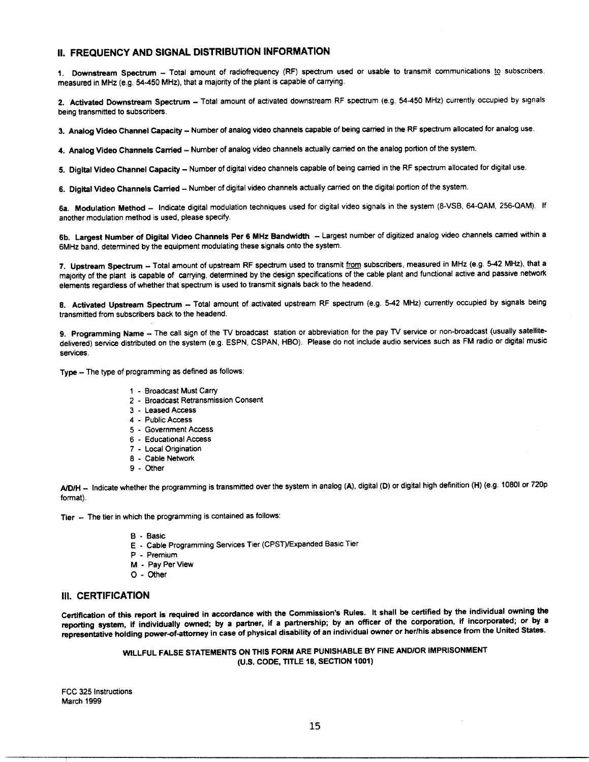## II. FREQUENCY AND SIGNAL DISTRIBUTION INFORMATION

**1. Downstream Spectrum** – Total amount of radiofrequency (RF) spectrum used or usable to transmit communications to subscribers, measured in MHz (e.g. 54-450 MHz), that a majority of the plant is capable of carrying.

**2. Activated Downstream Spectrum** – Total amount of activated downstream RF spectrum (e.g. 54-450 MHz) currently occupied by signals being transmitted to subscribers.

**3. Analog Video Channel Capacity** – Number of analog video channels capable of being carried in the RF spectrum allocated for analog use.

**4. Analog Video Channels Carried** – Number of analog video channels actually carried on the analog portion of the system.

**5. Digital Video Channel Capacity** – Number of digital video channels capable of being carried in the RF spectrum allocated for digital use.

**6. Digital Video Channels Carried** – Number of digital video channels actually carried on the digital portion of the system.

**6a. Modulation Method** – Indicate digital modulation techniques used for digital video signals in the system (8-VSB, 64-QAM, 256-QAM). If another modulation method is used, please specify.

**6b. Largest Number of Digital Video Channels Per 6 MHz Bandwidth** – Largest number of digitized analog video channels carried within a 6MHz band, determined by the equipment modulating these signals onto the system.

**7. Upstream Spectrum** – Total amount of upstream RF spectrum used to transmit from subscribers, measured in MHz (e.g. 5-42 MHz), that a majority of the plant is capable of carrying, determined by the design specifications of the cable plant and functional active and passive network elements regardless of whether that spectrum is used to transmit signals back to the headend.

**8. Activated Upstream Spectrum** – Total amount of activated upstream RF spectrum (e.g. 5-42 MHz) currently occupied by signals being transmitted from subscribers back to the headend.

**9. Programming Name** – The call sign of the TV broadcast station or abbreviation for the pay TV service or non-broadcast (usually satellite-delivered) service distributed on the system (e.g. ESPN, CSPAN, HBO). Please do not include audio services such as FM radio or digital music services.

**Type** – The type of programming as defined as follows:

1 - Broadcast Must Carry
2 - Broadcast Retransmission Consent
3 - Leased Access
4 - Public Access
5 - Government Access
6 - Educational Access
7 - Local Origination
8 - Cable Network
9 - Other

**A/D/H** – Indicate whether the programming is transmitted over the system in analog (**A**), digital (**D**) or digital high definition (**H**) (e.g. 1080I or 720p format).

**Tier** – The tier in which the programming is contained as follows:

B - Basic
E - Cable Programming Services Tier (CPST)/Expanded Basic Tier
P - Premium
M - Pay Per View
O - Other

## III. CERTIFICATION

**Certification of this report is required in accordance with the Commission's Rules. It shall be certified by the individual owning the reporting system, if individually owned; by a partner, if a partnership; by an officer of the corporation, if incorporated; or by a representative holding power-of-attorney in case of physical disability of an individual owner or her/his absence from the United States.**

**WILLFUL FALSE STATEMENTS ON THIS FORM ARE PUNISHABLE BY FINE AND/OR IMPRISONMENT (U.S. CODE, TITLE 18, SECTION 1001)**

FCC 325 Instructions
March 1999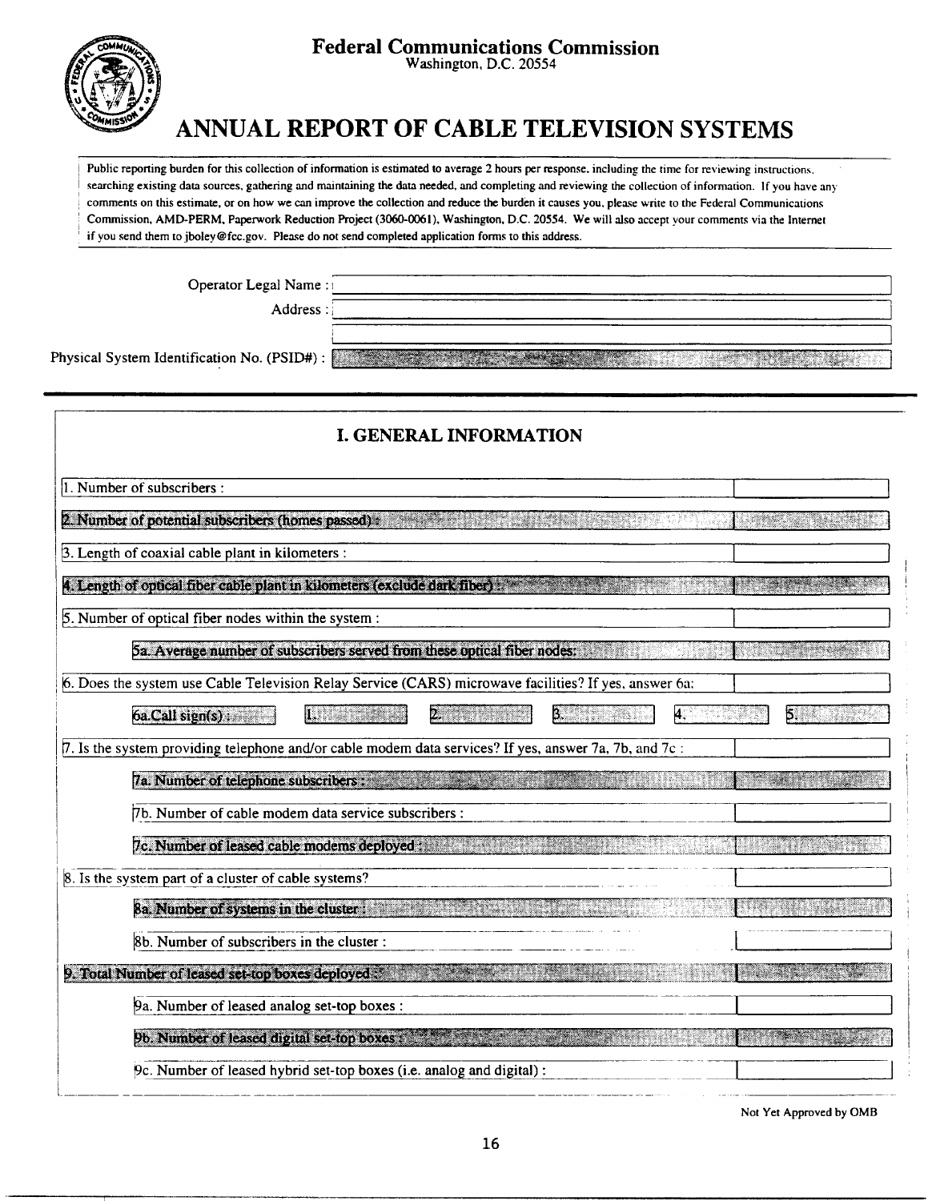**Federal Communications Commission**
Washington, D.C. 20554

# ANNUAL REPORT OF CABLE TELEVISION SYSTEMS

Public reporting burden for this collection of information is estimated to average 2 hours per response, including the time for reviewing instructions, searching existing data sources, gathering and maintaining the data needed, and completing and reviewing the collection of information. If you have any comments on this estimate, or on how we can improve the collection and reduce the burden it causes you, please write to the Federal Communications Commission, AMD-PERM, Paperwork Reduction Project (3060-0061), Washington, D.C. 20554. We will also accept your comments via the Internet if you send them to jboley@fcc.gov. Please do not send completed application forms to this address.

Operator Legal Name :

Address :

Physical System Identification No. (PSID#) :

## I. GENERAL INFORMATION

| | |
|---|---|
| 1. Number of subscribers : | |
| 2. Number of potential subscribers (homes passed) : | |
| 3. Length of coaxial cable plant in kilometers : | |
| 4. Length of optical fiber cable plant in kilometers (exclude dark fiber) : | |
| 5. Number of optical fiber nodes within the system : | |
| 5a. Average number of subscribers served from these optical fiber nodes: | |
| 6. Does the system use Cable Television Relay Service (CARS) microwave facilities? If yes, answer 6a: | |
| 6a. Call sign(s) : 1. 2. 3. 4. 5. | |
| 7. Is the system providing telephone and/or cable modem data services? If yes, answer 7a, 7b, and 7c : | |
| 7a. Number of telephone subscribers : | |
| 7b. Number of cable modem data service subscribers : | |
| 7c. Number of leased cable modems deployed : | |
| 8. Is the system part of a cluster of cable systems? | |
| 8a. Number of systems in the cluster : | |
| 8b. Number of subscribers in the cluster : | |
| 9. Total Number of leased set-top boxes deployed : | |
| 9a. Number of leased analog set-top boxes : | |
| 9b. Number of leased digital set-top boxes : | |
| 9c. Number of leased hybrid set-top boxes (i.e. analog and digital) : | |

Not Yet Approved by OMB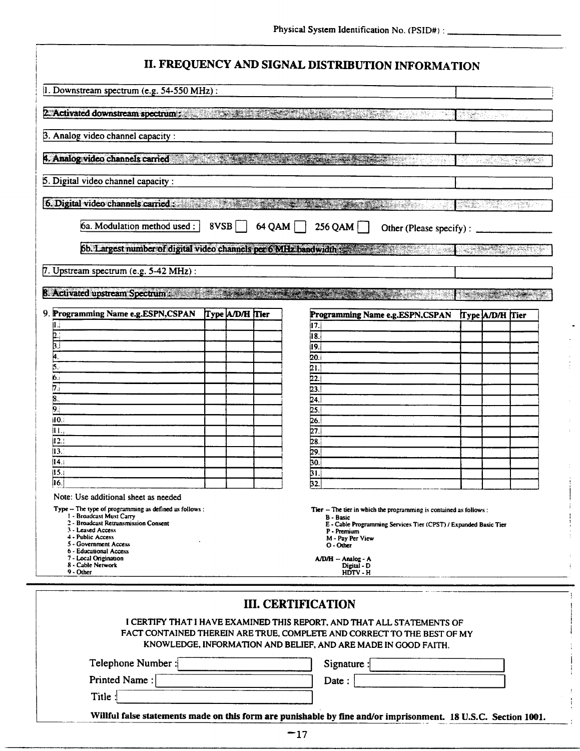Physical System Identification No. (PSID#) : ____________

## II. FREQUENCY AND SIGNAL DISTRIBUTION INFORMATION

| | |
|---|---|
| 1. Downstream spectrum (e.g. 54-550 MHz) : | |
| 2. Activated downstream spectrum : | |
| 3. Analog video channel capacity : | |
| 4. Analog video channels carried | |
| 5. Digital video channel capacity : | |
| 6. Digital video channels carried : | |

6a. Modulation method used : 8VSB ☐ 64 QAM ☐ 256 QAM ☐ Other (Please specify) : ____________

| | |
|---|---|
| 6b. Largest number of digital video channels per 6 MHz bandwidth : | |
| 7. Upstream spectrum (e.g. 5-42 MHz) : | |
| 8. Activated upstream Spectrum : | |

9.

| Programming Name e.g.ESPN,CSPAN | Type | A/D/H | Tier | Programming Name e.g.ESPN,CSPAN | Type | A/D/H | Tier |
|---|---|---|---|---|---|---|---|
| 1. | | | | 17. | | | |
| 2. | | | | 18. | | | |
| 3. | | | | 19. | | | |
| 4. | | | | 20. | | | |
| 5. | | | | 21. | | | |
| 6. | | | | 22. | | | |
| 7. | | | | 23. | | | |
| 8. | | | | 24. | | | |
| 9. | | | | 25. | | | |
| 10. | | | | 26. | | | |
| 11. | | | | 27. | | | |
| 12. | | | | 28. | | | |
| 13. | | | | 29. | | | |
| 14. | | | | 30. | | | |
| 15. | | | | 31. | | | |
| 16. | | | | 32. | | | |

Note: Use additional sheet as needed

Type -- The type of programming as defined as follows :
1 - Broadcast Must Carry
2 - Broadcast Retransmission Consent
3 - Leased Access
4 - Public Access
5 - Government Access
6 - Educational Access
7 - Local Origination
8 - Cable Network
9 - Other

Tier -- The tier in which the programming is contained as follows :
B - Basic
E - Cable Programming Services Tier (CPST) / Expanded Basic Tier
P - Premium
M - Pay Per View
O - Other

A/D/H -- Analog - A
Digital - D
HDTV - H

## III. CERTIFICATION

I CERTIFY THAT I HAVE EXAMINED THIS REPORT, AND THAT ALL STATEMENTS OF FACT CONTAINED THEREIN ARE TRUE, COMPLETE AND CORRECT TO THE BEST OF MY KNOWLEDGE, INFORMATION AND BELIEF, AND ARE MADE IN GOOD FAITH.

Telephone Number : ____________ Signature : ____________

Printed Name : ____________ Date : ____________

Title : ____________

**Willful false statements made on this form are punishable by fine and/or imprisonment. 18 U.S.C. Section 1001.**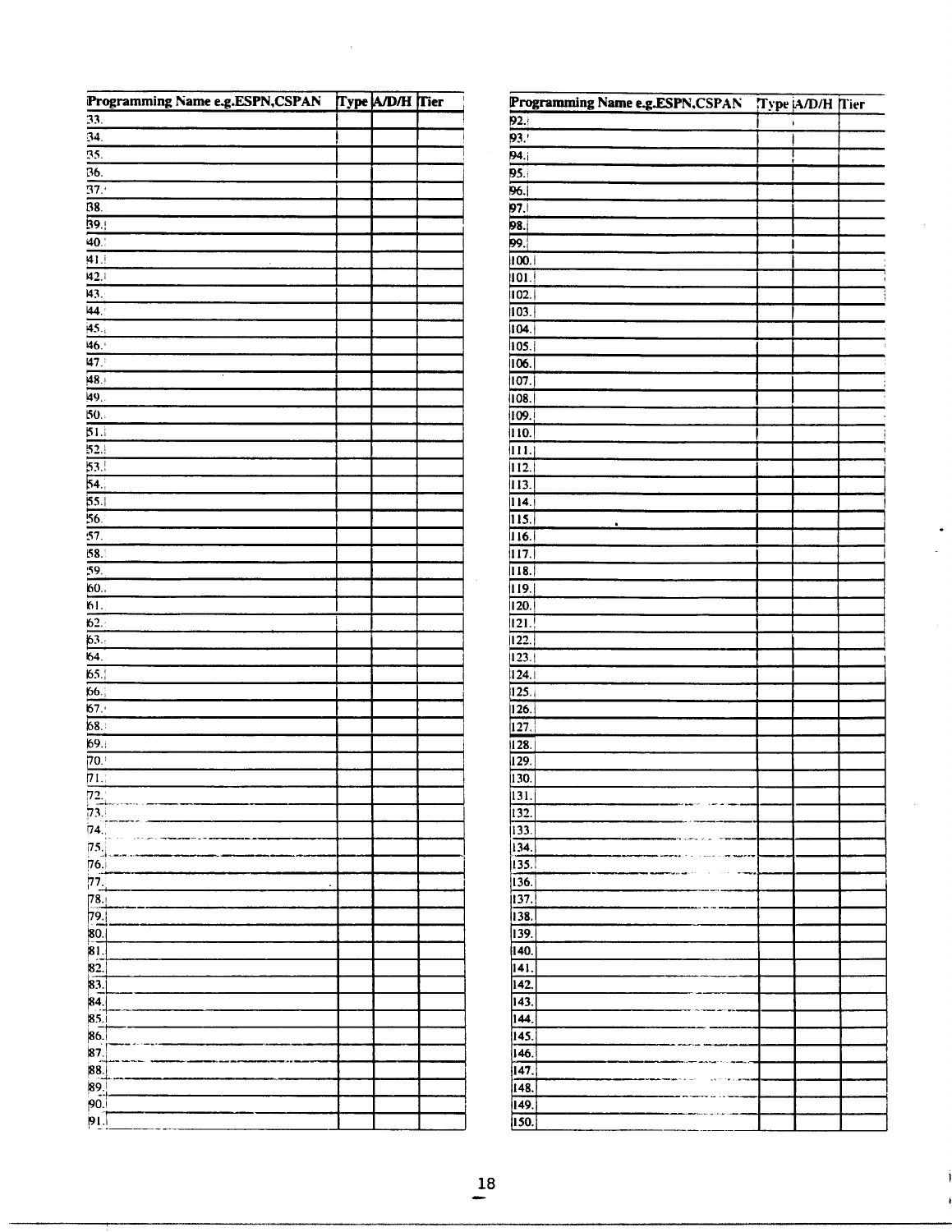| Programming Name e.g.ESPN,CSPAN | Type | A/D/H | Tier |
|---|---|---|---|
| 33. | | | |
| 34. | | | |
| 35. | | | |
| 36. | | | |
| 37. | | | |
| 38. | | | |
| 39. | | | |
| 40. | | | |
| 41. | | | |
| 42. | | | |
| 43. | | | |
| 44. | | | |
| 45. | | | |
| 46. | | | |
| 47. | | | |
| 48. | | | |
| 49. | | | |
| 50. | | | |
| 51. | | | |
| 52. | | | |
| 53. | | | |
| 54. | | | |
| 55. | | | |
| 56. | | | |
| 57. | | | |
| 58. | | | |
| 59. | | | |
| 60. | | | |
| 61. | | | |
| 62. | | | |
| 63. | | | |
| 64. | | | |
| 65. | | | |
| 66. | | | |
| 67. | | | |
| 68. | | | |
| 69. | | | |
| 70. | | | |
| 71. | | | |
| 72. | | | |
| 73. | | | |
| 74. | | | |
| 75. | | | |
| 76. | | | |
| 77. | | | |
| 78. | | | |
| 79. | | | |
| 80. | | | |
| 81. | | | |
| 82. | | | |
| 83. | | | |
| 84. | | | |
| 85. | | | |
| 86. | | | |
| 87. | | | |
| 88. | | | |
| 89. | | | |
| 90. | | | |
| 91. | | | |

| Programming Name e.g.ESPN,CSPAN | Type | A/D/H | Tier |
|---|---|---|---|
| 92. | | | |
| 93. | | | |
| 94. | | | |
| 95. | | | |
| 96. | | | |
| 97. | | | |
| 98. | | | |
| 99. | | | |
| 100. | | | |
| 101. | | | |
| 102. | | | |
| 103. | | | |
| 104. | | | |
| 105. | | | |
| 106. | | | |
| 107. | | | |
| 108. | | | |
| 109. | | | |
| 110. | | | |
| 111. | | | |
| 112. | | | |
| 113. | | | |
| 114. | | | |
| 115. | | | |
| 116. | | | |
| 117. | | | |
| 118. | | | |
| 119. | | | |
| 120. | | | |
| 121. | | | |
| 122. | | | |
| 123. | | | |
| 124. | | | |
| 125. | | | |
| 126. | | | |
| 127. | | | |
| 128. | | | |
| 129. | | | |
| 130. | | | |
| 131. | | | |
| 132. | | | |
| 133. | | | |
| 134. | | | |
| 135. | | | |
| 136. | | | |
| 137. | | | |
| 138. | | | |
| 139. | | | |
| 140. | | | |
| 141. | | | |
| 142. | | | |
| 143. | | | |
| 144. | | | |
| 145. | | | |
| 146. | | | |
| 147. | | | |
| 148. | | | |
| 149. | | | |
| 150. | | | |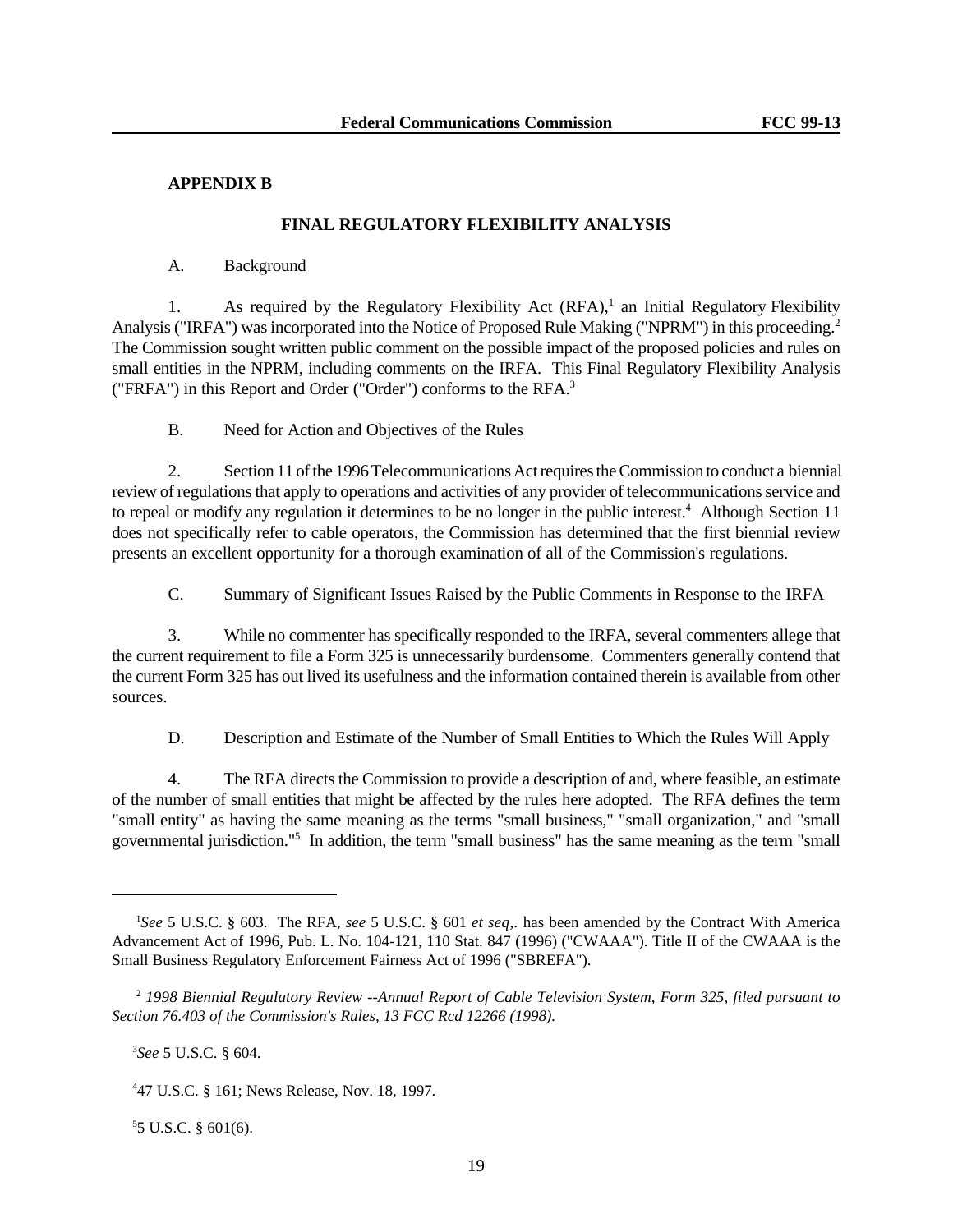## APPENDIX B

### FINAL REGULATORY FLEXIBILITY ANALYSIS

A. Background

1. As required by the Regulatory Flexibility Act (RFA),[1] an Initial Regulatory Flexibility Analysis ("IRFA") was incorporated into the Notice of Proposed Rule Making ("NPRM") in this proceeding.[2] The Commission sought written public comment on the possible impact of the proposed policies and rules on small entities in the NPRM, including comments on the IRFA. This Final Regulatory Flexibility Analysis ("FRFA") in this Report and Order ("Order") conforms to the RFA.[3]

B. Need for Action and Objectives of the Rules

2. Section 11 of the 1996 Telecommunications Act requires the Commission to conduct a biennial review of regulations that apply to operations and activities of any provider of telecommunications service and to repeal or modify any regulation it determines to be no longer in the public interest.[4] Although Section 11 does not specifically refer to cable operators, the Commission has determined that the first biennial review presents an excellent opportunity for a thorough examination of all of the Commission's regulations.

C. Summary of Significant Issues Raised by the Public Comments in Response to the IRFA

3. While no commenter has specifically responded to the IRFA, several commenters allege that the current requirement to file a Form 325 is unnecessarily burdensome. Commenters generally contend that the current Form 325 has out lived its usefulness and the information contained therein is available from other sources.

D. Description and Estimate of the Number of Small Entities to Which the Rules Will Apply

4. The RFA directs the Commission to provide a description of and, where feasible, an estimate of the number of small entities that might be affected by the rules here adopted. The RFA defines the term "small entity" as having the same meaning as the terms "small business," "small organization," and "small governmental jurisdiction."[5] In addition, the term "small business" has the same meaning as the term "small

---

[1] *See* 5 U.S.C. § 603. The RFA, *see* 5 U.S.C. § 601 *et seq*,. has been amended by the Contract With America Advancement Act of 1996, Pub. L. No. 104-121, 110 Stat. 847 (1996) ("CWAAA"). Title II of the CWAAA is the Small Business Regulatory Enforcement Fairness Act of 1996 ("SBREFA").

[2] *1998 Biennial Regulatory Review --Annual Report of Cable Television System, Form 325, filed pursuant to Section 76.403 of the Commission's Rules, 13 FCC Rcd 12266 (1998).*

[3] *See* 5 U.S.C. § 604.

[4] 47 U.S.C. § 161; News Release, Nov. 18, 1997.

[5] 5 U.S.C. § 601(6).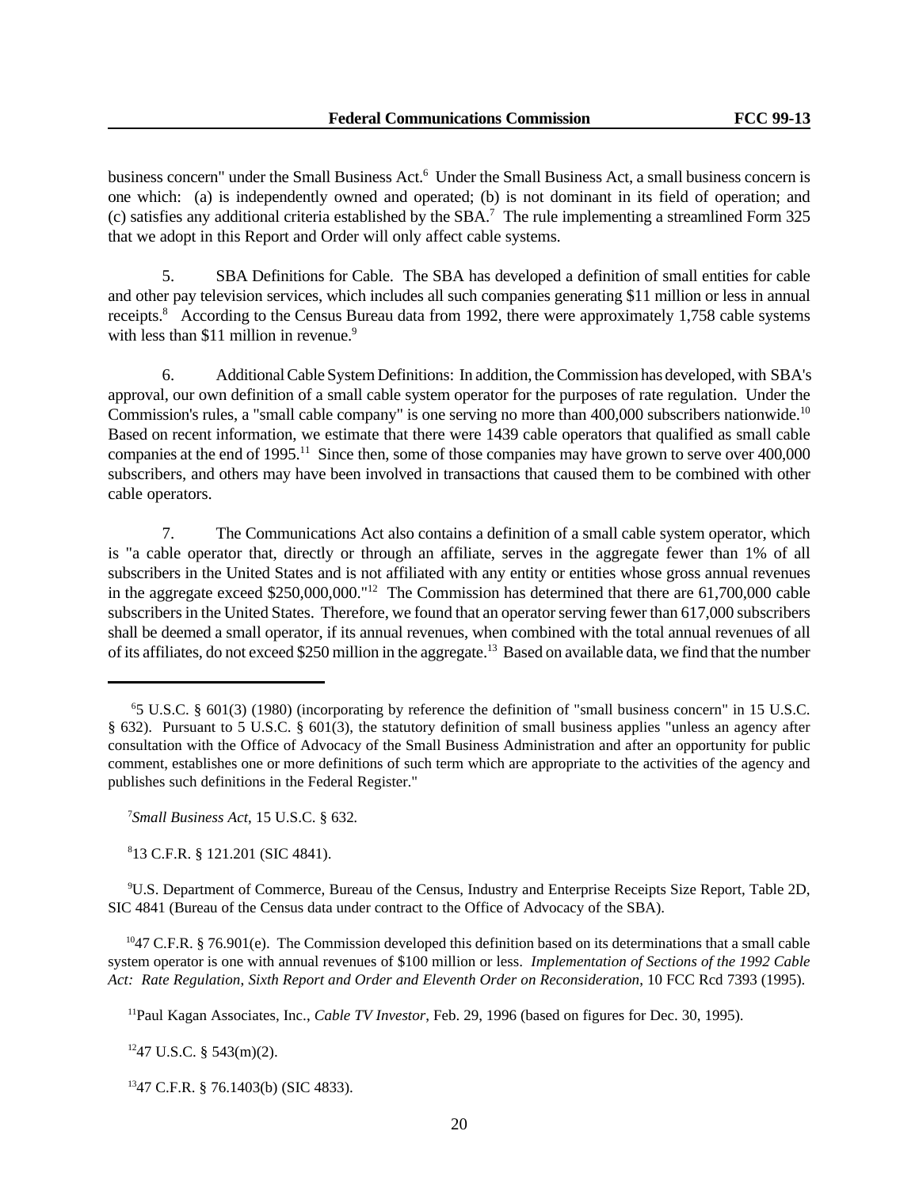business concern" under the Small Business Act.[6] Under the Small Business Act, a small business concern is one which: (a) is independently owned and operated; (b) is not dominant in its field of operation; and (c) satisfies any additional criteria established by the SBA.[7] The rule implementing a streamlined Form 325 that we adopt in this Report and Order will only affect cable systems.

5. SBA Definitions for Cable. The SBA has developed a definition of small entities for cable and other pay television services, which includes all such companies generating $11 million or less in annual receipts.[8] According to the Census Bureau data from 1992, there were approximately 1,758 cable systems with less than $11 million in revenue.[9]

6. Additional Cable System Definitions: In addition, the Commission has developed, with SBA's approval, our own definition of a small cable system operator for the purposes of rate regulation. Under the Commission's rules, a "small cable company" is one serving no more than 400,000 subscribers nationwide.[10] Based on recent information, we estimate that there were 1439 cable operators that qualified as small cable companies at the end of 1995.[11] Since then, some of those companies may have grown to serve over 400,000 subscribers, and others may have been involved in transactions that caused them to be combined with other cable operators.

7. The Communications Act also contains a definition of a small cable system operator, which is "a cable operator that, directly or through an affiliate, serves in the aggregate fewer than 1% of all subscribers in the United States and is not affiliated with any entity or entities whose gross annual revenues in the aggregate exceed $250,000,000."[12] The Commission has determined that there are 61,700,000 cable subscribers in the United States. Therefore, we found that an operator serving fewer than 617,000 subscribers shall be deemed a small operator, if its annual revenues, when combined with the total annual revenues of all of its affiliates, do not exceed $250 million in the aggregate.[13] Based on available data, we find that the number

---

[6] 5 U.S.C. § 601(3) (1980) (incorporating by reference the definition of "small business concern" in 15 U.S.C. § 632). Pursuant to 5 U.S.C. § 601(3), the statutory definition of small business applies "unless an agency after consultation with the Office of Advocacy of the Small Business Administration and after an opportunity for public comment, establishes one or more definitions of such term which are appropriate to the activities of the agency and publishes such definitions in the Federal Register."

[7] *Small Business Act*, 15 U.S.C. § 632.

[8] 13 C.F.R. § 121.201 (SIC 4841).

[9] U.S. Department of Commerce, Bureau of the Census, Industry and Enterprise Receipts Size Report, Table 2D, SIC 4841 (Bureau of the Census data under contract to the Office of Advocacy of the SBA).

[10] 47 C.F.R. § 76.901(e). The Commission developed this definition based on its determinations that a small cable system operator is one with annual revenues of $100 million or less. *Implementation of Sections of the 1992 Cable Act: Rate Regulation, Sixth Report and Order and Eleventh Order on Reconsideration*, 10 FCC Rcd 7393 (1995).

[11] Paul Kagan Associates, Inc., *Cable TV Investor*, Feb. 29, 1996 (based on figures for Dec. 30, 1995).

[12] 47 U.S.C. § 543(m)(2).

[13] 47 C.F.R. § 76.1403(b) (SIC 4833).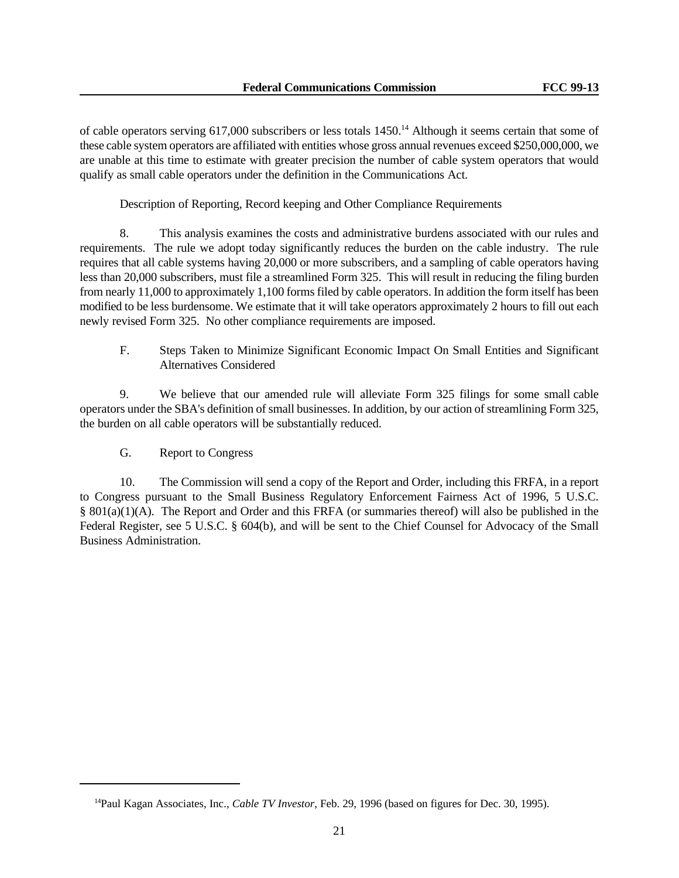of cable operators serving 617,000 subscribers or less totals 1450.[14] Although it seems certain that some of these cable system operators are affiliated with entities whose gross annual revenues exceed $250,000,000, we are unable at this time to estimate with greater precision the number of cable system operators that would qualify as small cable operators under the definition in the Communications Act.

Description of Reporting, Record keeping and Other Compliance Requirements

8. This analysis examines the costs and administrative burdens associated with our rules and requirements. The rule we adopt today significantly reduces the burden on the cable industry. The rule requires that all cable systems having 20,000 or more subscribers, and a sampling of cable operators having less than 20,000 subscribers, must file a streamlined Form 325. This will result in reducing the filing burden from nearly 11,000 to approximately 1,100 forms filed by cable operators. In addition the form itself has been modified to be less burdensome. We estimate that it will take operators approximately 2 hours to fill out each newly revised Form 325. No other compliance requirements are imposed.

F. Steps Taken to Minimize Significant Economic Impact On Small Entities and Significant Alternatives Considered

9. We believe that our amended rule will alleviate Form 325 filings for some small cable operators under the SBA's definition of small businesses. In addition, by our action of streamlining Form 325, the burden on all cable operators will be substantially reduced.

G. Report to Congress

10. The Commission will send a copy of the Report and Order, including this FRFA, in a report to Congress pursuant to the Small Business Regulatory Enforcement Fairness Act of 1996, 5 U.S.C. § 801(a)(1)(A). The Report and Order and this FRFA (or summaries thereof) will also be published in the Federal Register, see 5 U.S.C. § 604(b), and will be sent to the Chief Counsel for Advocacy of the Small Business Administration.

[14] Paul Kagan Associates, Inc., *Cable TV Investor*, Feb. 29, 1996 (based on figures for Dec. 30, 1995).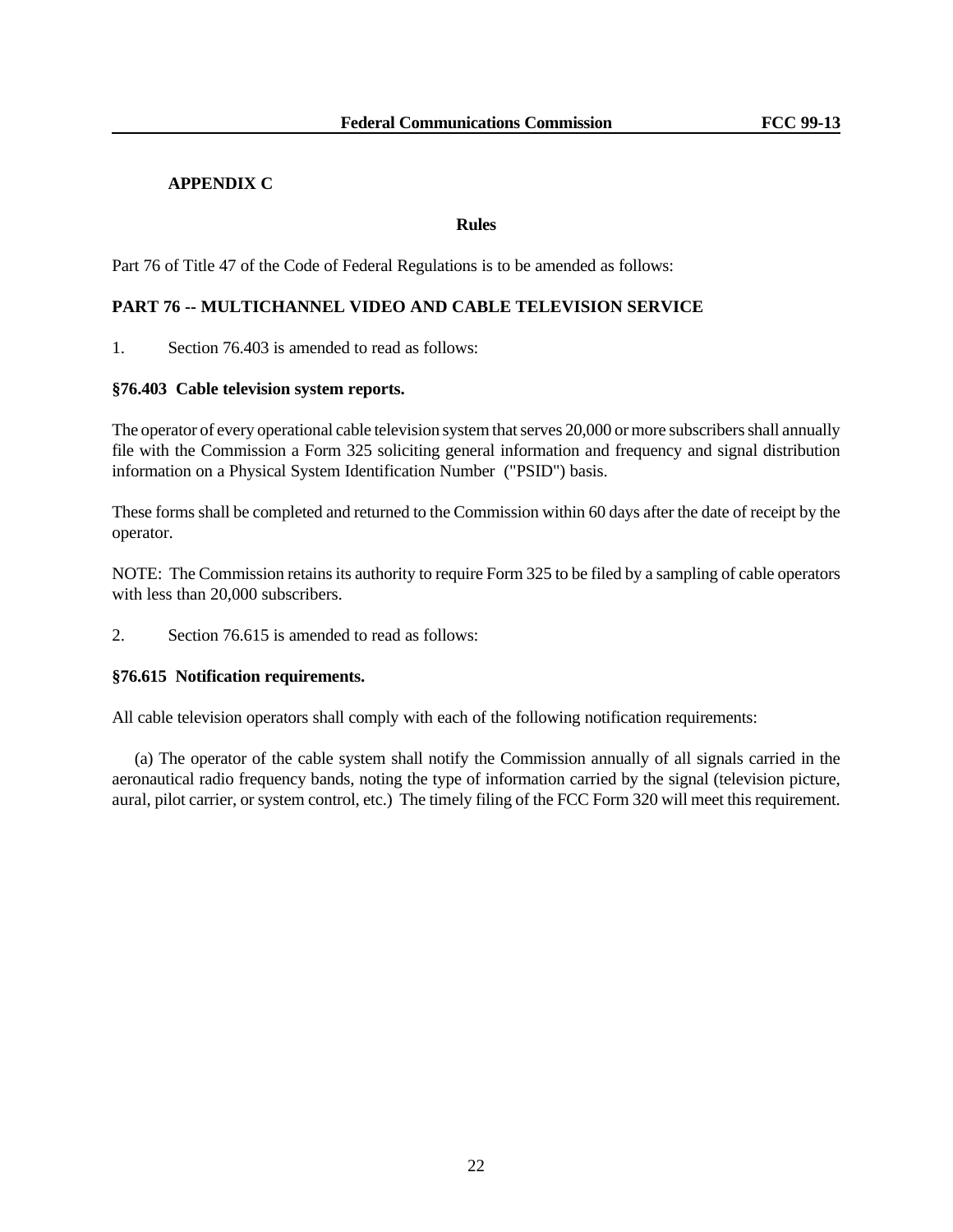## APPENDIX C

### Rules

Part 76 of Title 47 of the Code of Federal Regulations is to be amended as follows:

**PART 76 -- MULTICHANNEL VIDEO AND CABLE TELEVISION SERVICE**

1. Section 76.403 is amended to read as follows:

**§76.403 Cable television system reports.**

The operator of every operational cable television system that serves 20,000 or more subscribers shall annually file with the Commission a Form 325 soliciting general information and frequency and signal distribution information on a Physical System Identification Number ("PSID") basis.

These forms shall be completed and returned to the Commission within 60 days after the date of receipt by the operator.

NOTE: The Commission retains its authority to require Form 325 to be filed by a sampling of cable operators with less than 20,000 subscribers.

2. Section 76.615 is amended to read as follows:

**§76.615 Notification requirements.**

All cable television operators shall comply with each of the following notification requirements:

(a) The operator of the cable system shall notify the Commission annually of all signals carried in the aeronautical radio frequency bands, noting the type of information carried by the signal (television picture, aural, pilot carrier, or system control, etc.) The timely filing of the FCC Form 320 will meet this requirement.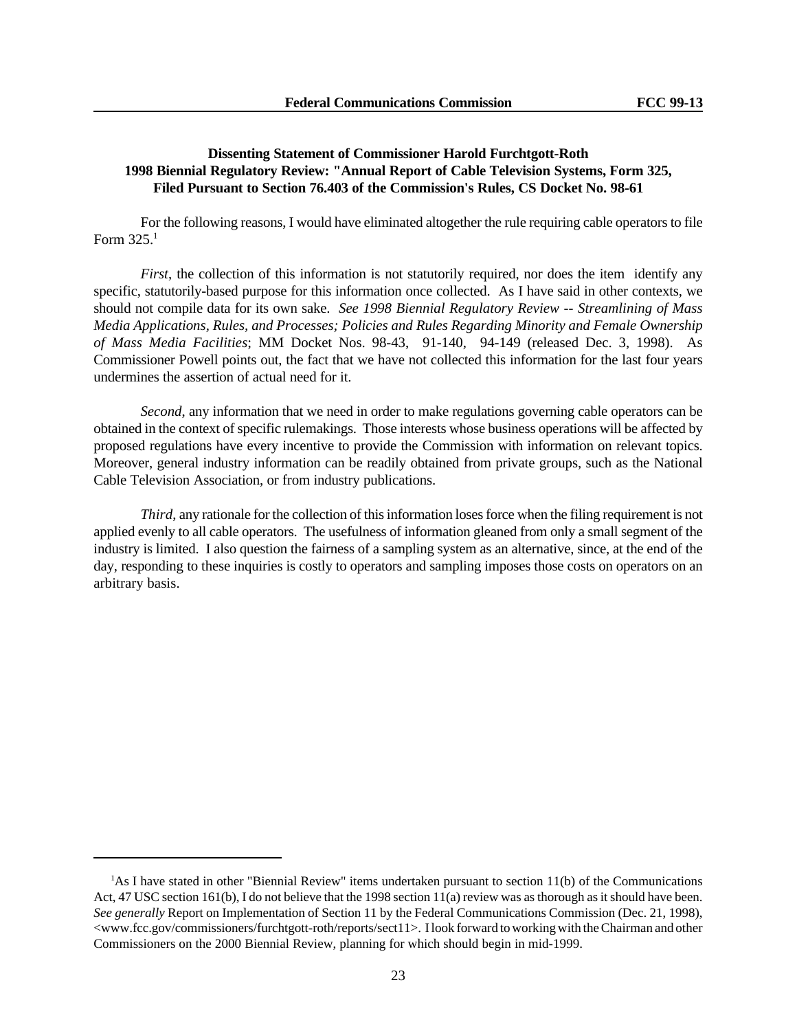**Dissenting Statement of Commissioner Harold Furchtgott-Roth**
**1998 Biennial Regulatory Review: "Annual Report of Cable Television Systems, Form 325, Filed Pursuant to Section 76.403 of the Commission's Rules, CS Docket No. 98-61**

For the following reasons, I would have eliminated altogether the rule requiring cable operators to file Form 325.[1]

*First*, the collection of this information is not statutorily required, nor does the item identify any specific, statutorily-based purpose for this information once collected. As I have said in other contexts, we should not compile data for its own sake. *See 1998 Biennial Regulatory Review -- Streamlining of Mass Media Applications, Rules, and Processes; Policies and Rules Regarding Minority and Female Ownership of Mass Media Facilities*; MM Docket Nos. 98-43, 91-140, 94-149 (released Dec. 3, 1998). As Commissioner Powell points out, the fact that we have not collected this information for the last four years undermines the assertion of actual need for it.

*Second*, any information that we need in order to make regulations governing cable operators can be obtained in the context of specific rulemakings. Those interests whose business operations will be affected by proposed regulations have every incentive to provide the Commission with information on relevant topics. Moreover, general industry information can be readily obtained from private groups, such as the National Cable Television Association, or from industry publications.

*Third*, any rationale for the collection of this information loses force when the filing requirement is not applied evenly to all cable operators. The usefulness of information gleaned from only a small segment of the industry is limited. I also question the fairness of a sampling system as an alternative, since, at the end of the day, responding to these inquiries is costly to operators and sampling imposes those costs on operators on an arbitrary basis.

---

[1] As I have stated in other "Biennial Review" items undertaken pursuant to section 11(b) of the Communications Act, 47 USC section 161(b), I do not believe that the 1998 section 11(a) review was as thorough as it should have been. *See generally* Report on Implementation of Section 11 by the Federal Communications Commission (Dec. 21, 1998), <www.fcc.gov/commissioners/furchtgott-roth/reports/sect11>. I look forward to working with the Chairman and other Commissioners on the 2000 Biennial Review, planning for which should begin in mid-1999.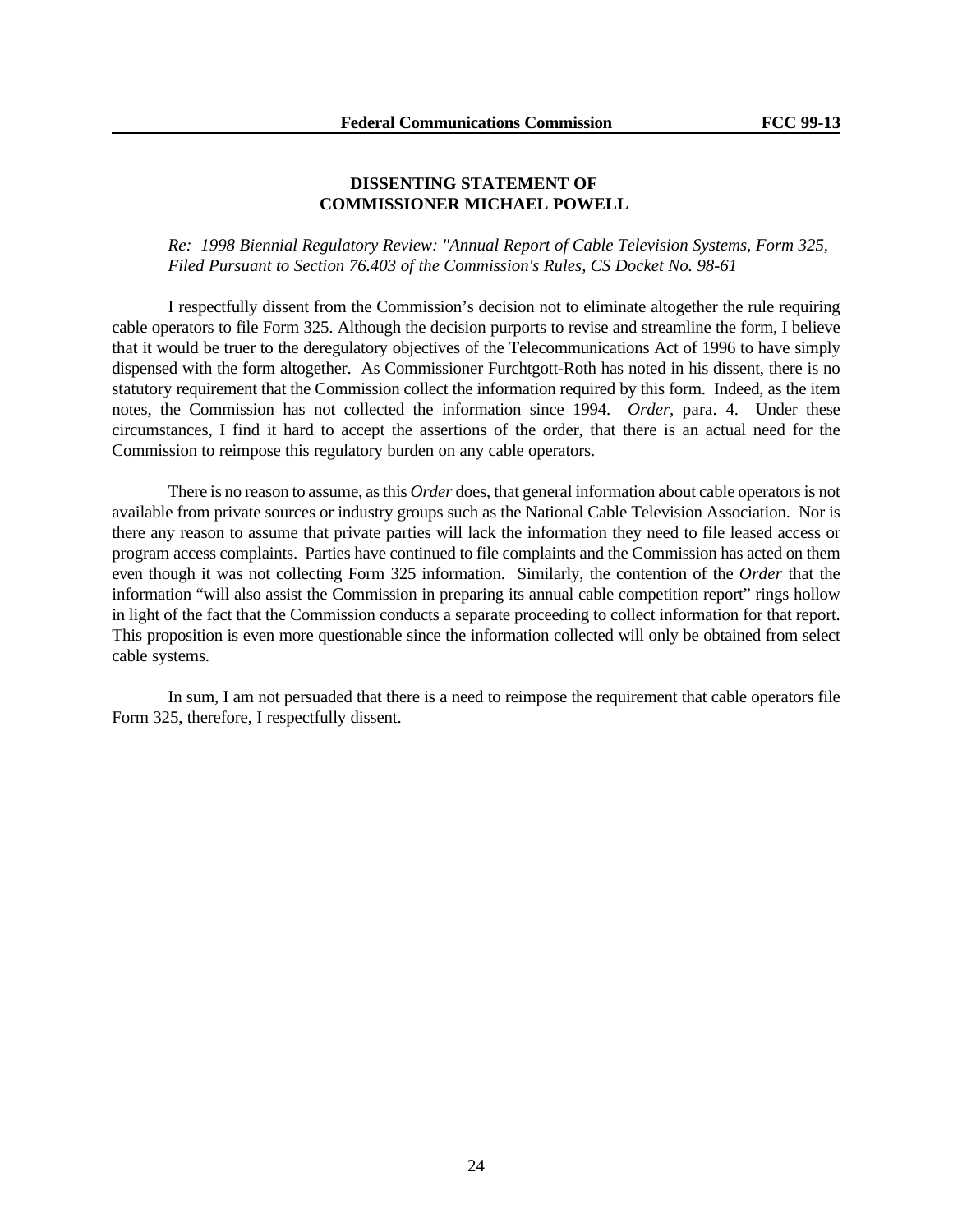## DISSENTING STATEMENT OF COMMISSIONER MICHAEL POWELL

*Re: 1998 Biennial Regulatory Review: "Annual Report of Cable Television Systems, Form 325, Filed Pursuant to Section 76.403 of the Commission's Rules, CS Docket No. 98-61*

I respectfully dissent from the Commission's decision not to eliminate altogether the rule requiring cable operators to file Form 325. Although the decision purports to revise and streamline the form, I believe that it would be truer to the deregulatory objectives of the Telecommunications Act of 1996 to have simply dispensed with the form altogether. As Commissioner Furchtgott-Roth has noted in his dissent, there is no statutory requirement that the Commission collect the information required by this form. Indeed, as the item notes, the Commission has not collected the information since 1994. *Order*, para. 4. Under these circumstances, I find it hard to accept the assertions of the order, that there is an actual need for the Commission to reimpose this regulatory burden on any cable operators.

There is no reason to assume, as this *Order* does, that general information about cable operators is not available from private sources or industry groups such as the National Cable Television Association. Nor is there any reason to assume that private parties will lack the information they need to file leased access or program access complaints. Parties have continued to file complaints and the Commission has acted on them even though it was not collecting Form 325 information. Similarly, the contention of the *Order* that the information "will also assist the Commission in preparing its annual cable competition report" rings hollow in light of the fact that the Commission conducts a separate proceeding to collect information for that report. This proposition is even more questionable since the information collected will only be obtained from select cable systems.

In sum, I am not persuaded that there is a need to reimpose the requirement that cable operators file Form 325, therefore, I respectfully dissent.